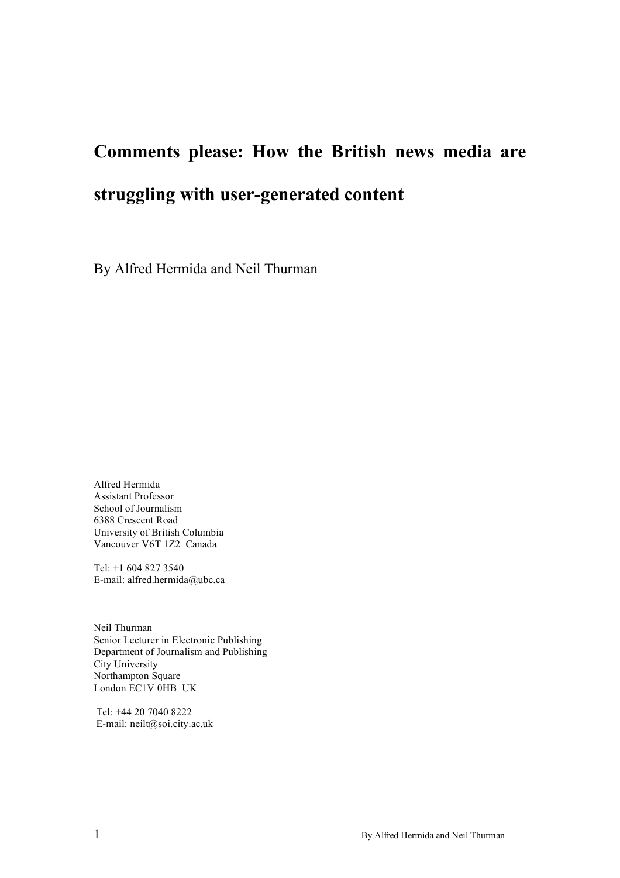# Comments please: How the British news media are struggling with user-generated content

By Alfred Hermida and Neil Thurman

Alfred Hermida
Assistant Professor
School of Journalism
6388 Crescent Road
University of British Columbia
Vancouver V6T 1Z2 Canada

Tel: +1 604 827 3540
E-mail: alfred.hermida@ubc.ca

Neil Thurman
Senior Lecturer in Electronic Publishing
Department of Journalism and Publishing
City University
Northampton Square
London EC1V 0HB UK

Tel: +44 20 7040 8222
E-mail: neilt@soi.city.ac.uk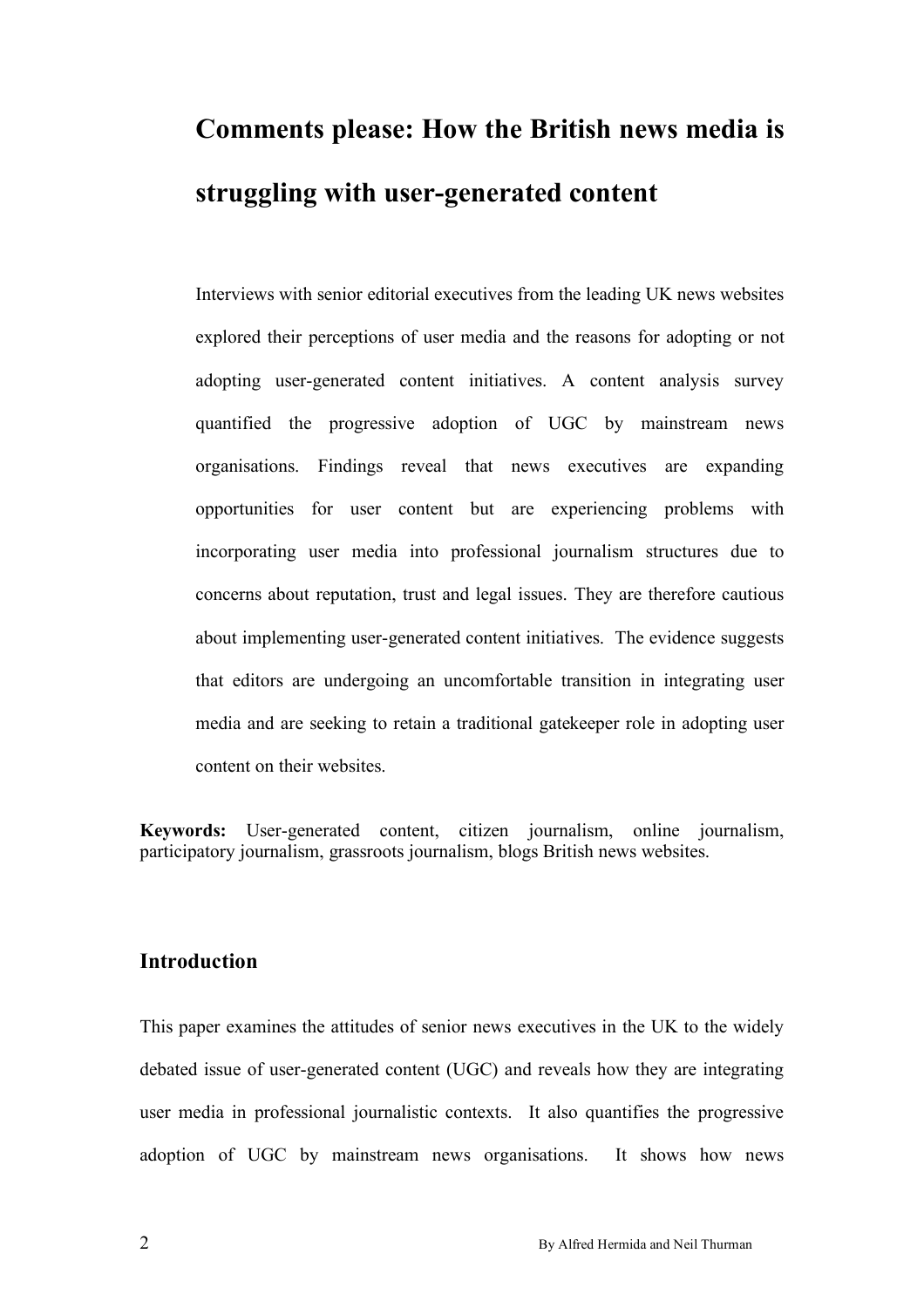# Comments please: How the British news media is struggling with user-generated content

Interviews with senior editorial executives from the leading UK news websites explored their perceptions of user media and the reasons for adopting or not adopting user-generated content initiatives. A content analysis survey quantified the progressive adoption of UGC by mainstream news organisations. Findings reveal that news executives are expanding opportunities for user content but are experiencing problems with incorporating user media into professional journalism structures due to concerns about reputation, trust and legal issues. They are therefore cautious about implementing user-generated content initiatives. The evidence suggests that editors are undergoing an uncomfortable transition in integrating user media and are seeking to retain a traditional gatekeeper role in adopting user content on their websites.

**Keywords:** User-generated content, citizen journalism, online journalism, participatory journalism, grassroots journalism, blogs British news websites.

## Introduction

This paper examines the attitudes of senior news executives in the UK to the widely debated issue of user-generated content (UGC) and reveals how they are integrating user media in professional journalistic contexts. It also quantifies the progressive adoption of UGC by mainstream news organisations. It shows how news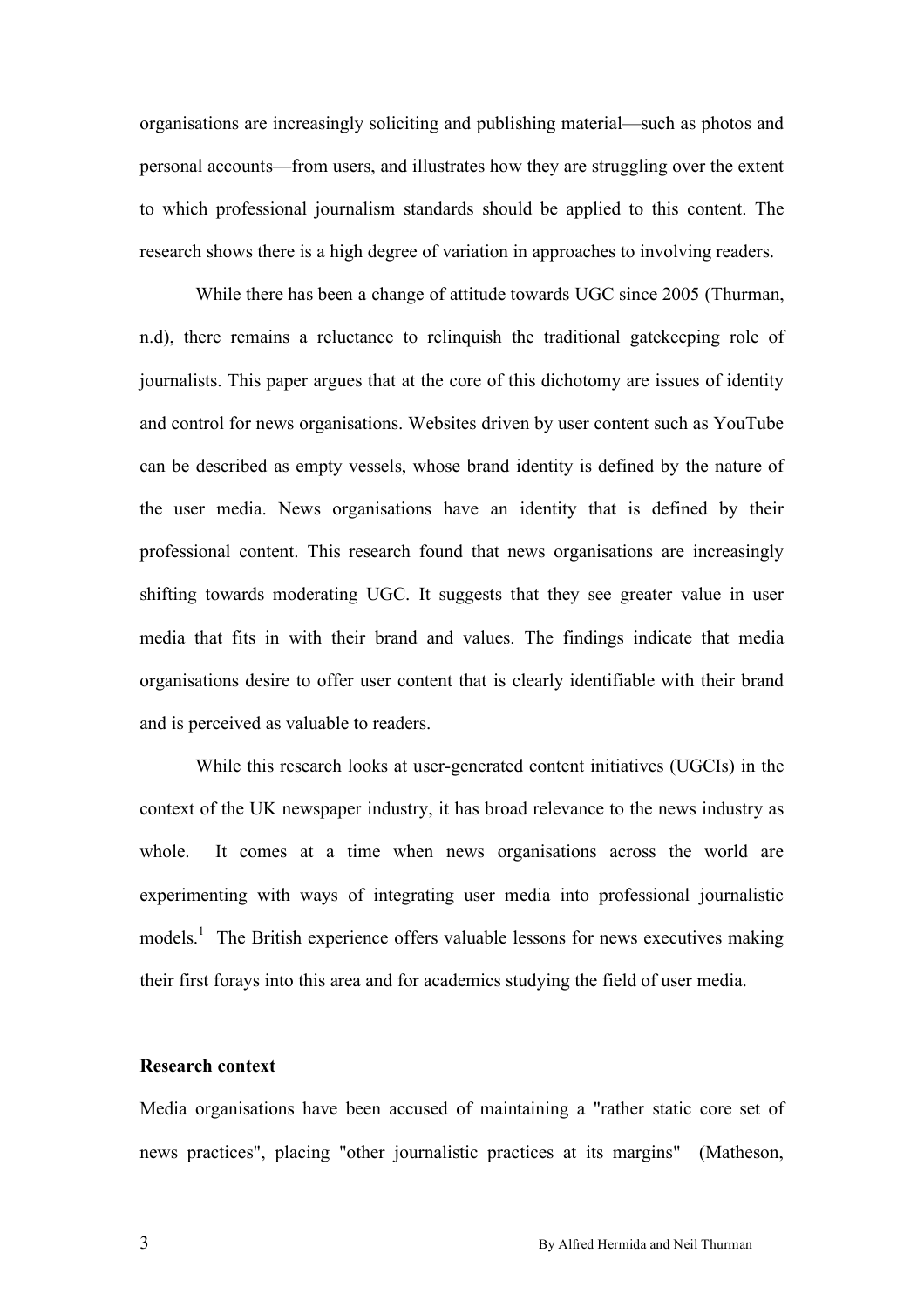organisations are increasingly soliciting and publishing material—such as photos and personal accounts—from users, and illustrates how they are struggling over the extent to which professional journalism standards should be applied to this content. The research shows there is a high degree of variation in approaches to involving readers.

While there has been a change of attitude towards UGC since 2005 (Thurman, n.d), there remains a reluctance to relinquish the traditional gatekeeping role of journalists. This paper argues that at the core of this dichotomy are issues of identity and control for news organisations. Websites driven by user content such as YouTube can be described as empty vessels, whose brand identity is defined by the nature of the user media. News organisations have an identity that is defined by their professional content. This research found that news organisations are increasingly shifting towards moderating UGC. It suggests that they see greater value in user media that fits in with their brand and values. The findings indicate that media organisations desire to offer user content that is clearly identifiable with their brand and is perceived as valuable to readers.

While this research looks at user-generated content initiatives (UGCIs) in the context of the UK newspaper industry, it has broad relevance to the news industry as whole. It comes at a time when news organisations across the world are experimenting with ways of integrating user media into professional journalistic models.[1] The British experience offers valuable lessons for news executives making their first forays into this area and for academics studying the field of user media.

**Research context**

Media organisations have been accused of maintaining a "rather static core set of news practices", placing "other journalistic practices at its margins" (Matheson,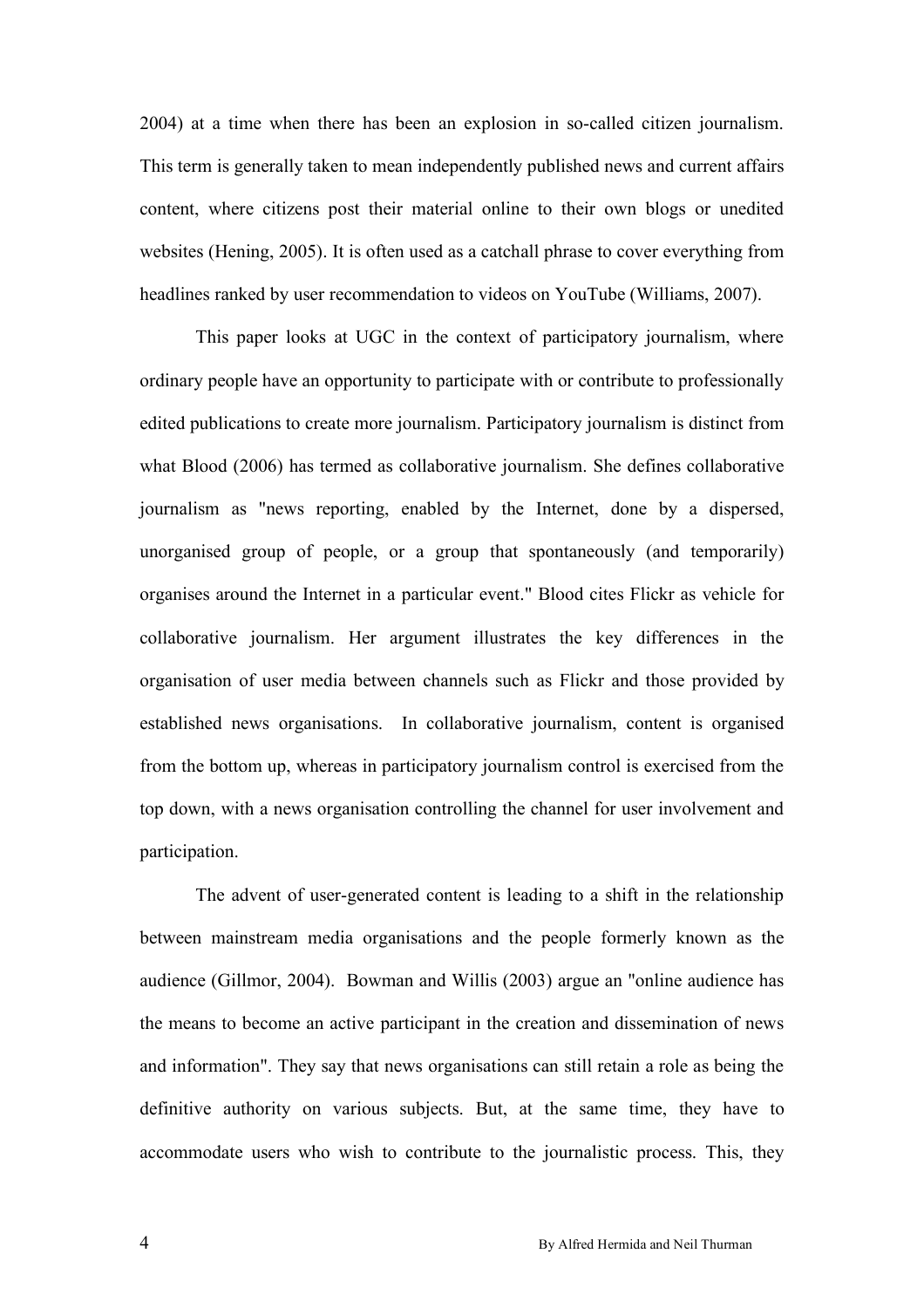2004) at a time when there has been an explosion in so-called citizen journalism. This term is generally taken to mean independently published news and current affairs content, where citizens post their material online to their own blogs or unedited websites (Hening, 2005). It is often used as a catchall phrase to cover everything from headlines ranked by user recommendation to videos on YouTube (Williams, 2007).

This paper looks at UGC in the context of participatory journalism, where ordinary people have an opportunity to participate with or contribute to professionally edited publications to create more journalism. Participatory journalism is distinct from what Blood (2006) has termed as collaborative journalism. She defines collaborative journalism as "news reporting, enabled by the Internet, done by a dispersed, unorganised group of people, or a group that spontaneously (and temporarily) organises around the Internet in a particular event." Blood cites Flickr as vehicle for collaborative journalism. Her argument illustrates the key differences in the organisation of user media between channels such as Flickr and those provided by established news organisations. In collaborative journalism, content is organised from the bottom up, whereas in participatory journalism control is exercised from the top down, with a news organisation controlling the channel for user involvement and participation.

The advent of user-generated content is leading to a shift in the relationship between mainstream media organisations and the people formerly known as the audience (Gillmor, 2004). Bowman and Willis (2003) argue an "online audience has the means to become an active participant in the creation and dissemination of news and information". They say that news organisations can still retain a role as being the definitive authority on various subjects. But, at the same time, they have to accommodate users who wish to contribute to the journalistic process. This, they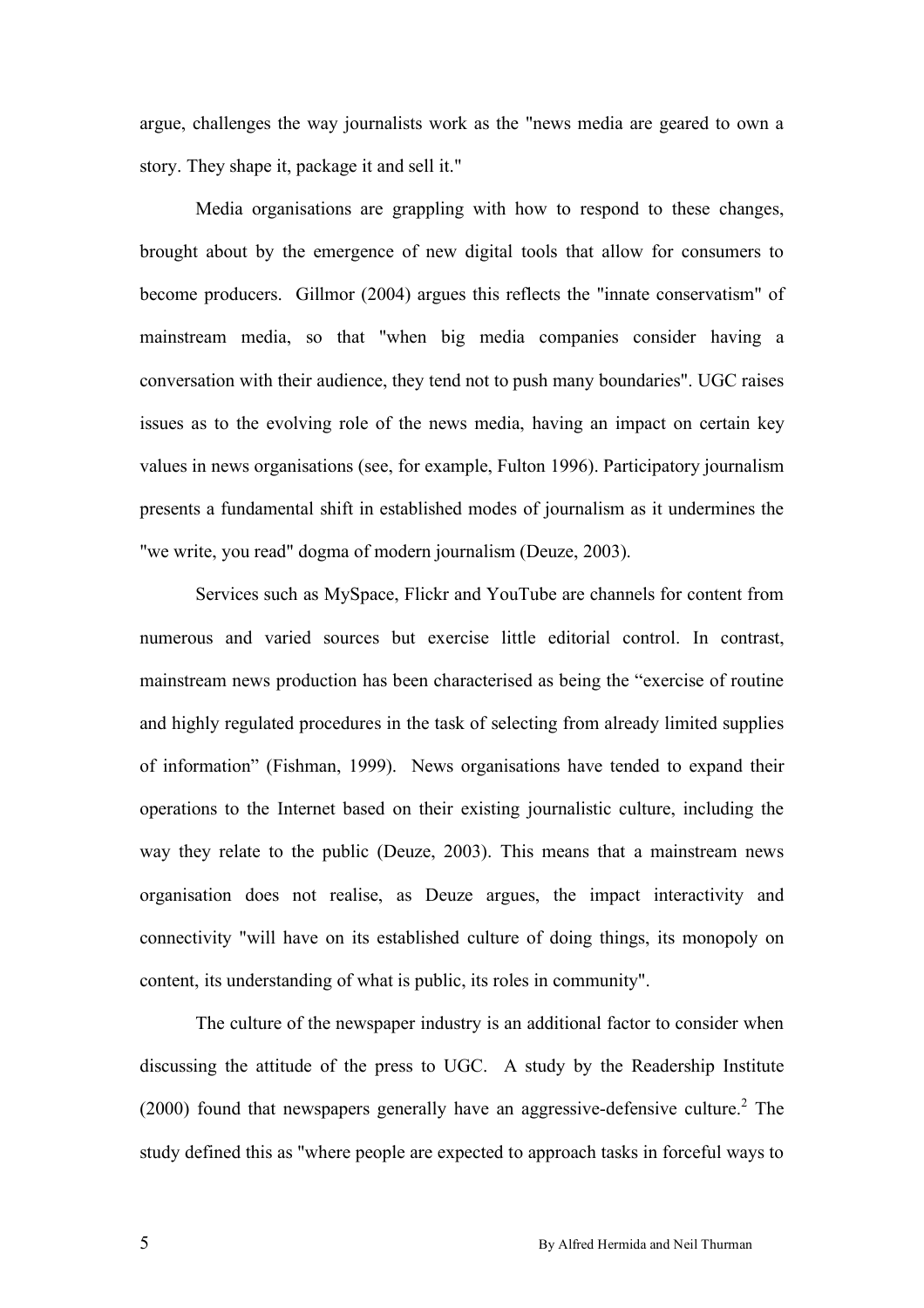argue, challenges the way journalists work as the "news media are geared to own a story. They shape it, package it and sell it."

Media organisations are grappling with how to respond to these changes, brought about by the emergence of new digital tools that allow for consumers to become producers. Gillmor (2004) argues this reflects the "innate conservatism" of mainstream media, so that "when big media companies consider having a conversation with their audience, they tend not to push many boundaries". UGC raises issues as to the evolving role of the news media, having an impact on certain key values in news organisations (see, for example, Fulton 1996). Participatory journalism presents a fundamental shift in established modes of journalism as it undermines the "we write, you read" dogma of modern journalism (Deuze, 2003).

Services such as MySpace, Flickr and YouTube are channels for content from numerous and varied sources but exercise little editorial control. In contrast, mainstream news production has been characterised as being the "exercise of routine and highly regulated procedures in the task of selecting from already limited supplies of information" (Fishman, 1999). News organisations have tended to expand their operations to the Internet based on their existing journalistic culture, including the way they relate to the public (Deuze, 2003). This means that a mainstream news organisation does not realise, as Deuze argues, the impact interactivity and connectivity "will have on its established culture of doing things, its monopoly on content, its understanding of what is public, its roles in community".

The culture of the newspaper industry is an additional factor to consider when discussing the attitude of the press to UGC. A study by the Readership Institute (2000) found that newspapers generally have an aggressive-defensive culture.[2] The study defined this as "where people are expected to approach tasks in forceful ways to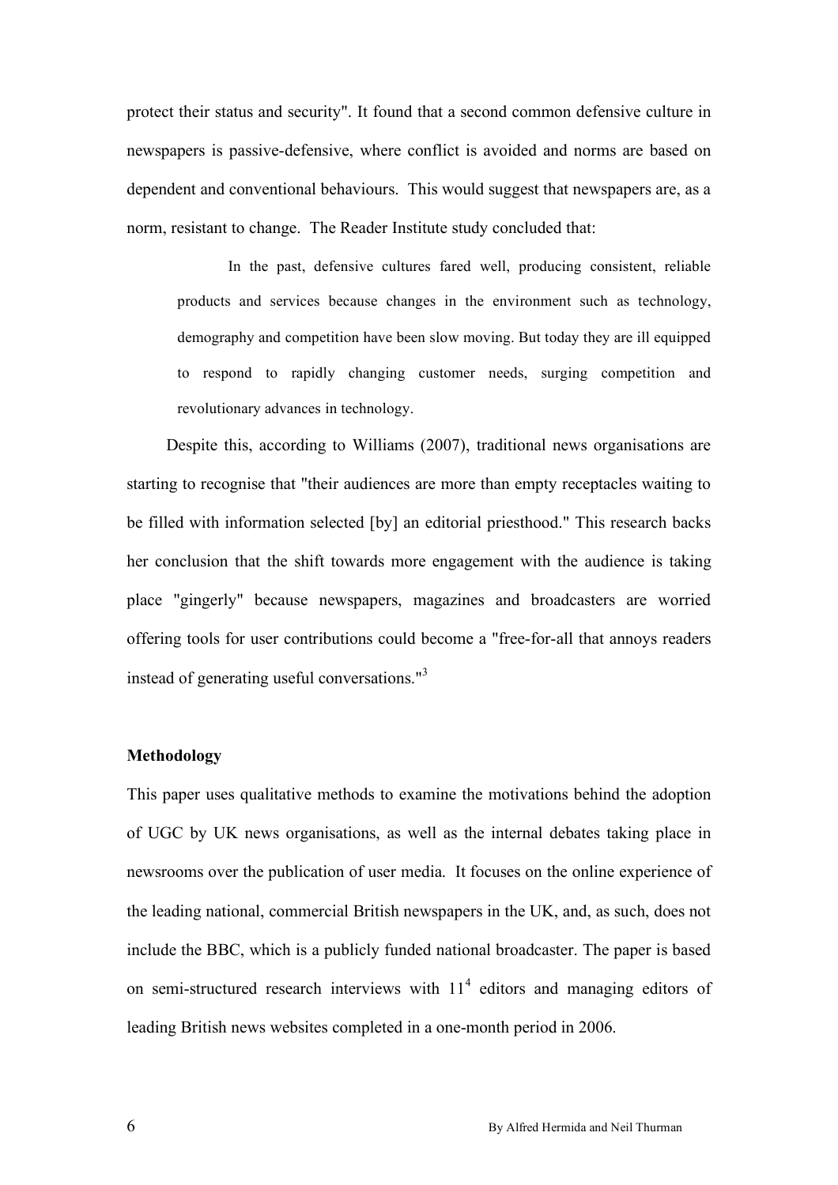protect their status and security". It found that a second common defensive culture in newspapers is passive-defensive, where conflict is avoided and norms are based on dependent and conventional behaviours. This would suggest that newspapers are, as a norm, resistant to change. The Reader Institute study concluded that:

> In the past, defensive cultures fared well, producing consistent, reliable products and services because changes in the environment such as technology, demography and competition have been slow moving. But today they are ill equipped to respond to rapidly changing customer needs, surging competition and revolutionary advances in technology.

Despite this, according to Williams (2007), traditional news organisations are starting to recognise that "their audiences are more than empty receptacles waiting to be filled with information selected [by] an editorial priesthood." This research backs her conclusion that the shift towards more engagement with the audience is taking place "gingerly" because newspapers, magazines and broadcasters are worried offering tools for user contributions could become a "free-for-all that annoys readers instead of generating useful conversations."[3]

## Methodology

This paper uses qualitative methods to examine the motivations behind the adoption of UGC by UK news organisations, as well as the internal debates taking place in newsrooms over the publication of user media. It focuses on the online experience of the leading national, commercial British newspapers in the UK, and, as such, does not include the BBC, which is a publicly funded national broadcaster. The paper is based on semi-structured research interviews with 11[4] editors and managing editors of leading British news websites completed in a one-month period in 2006.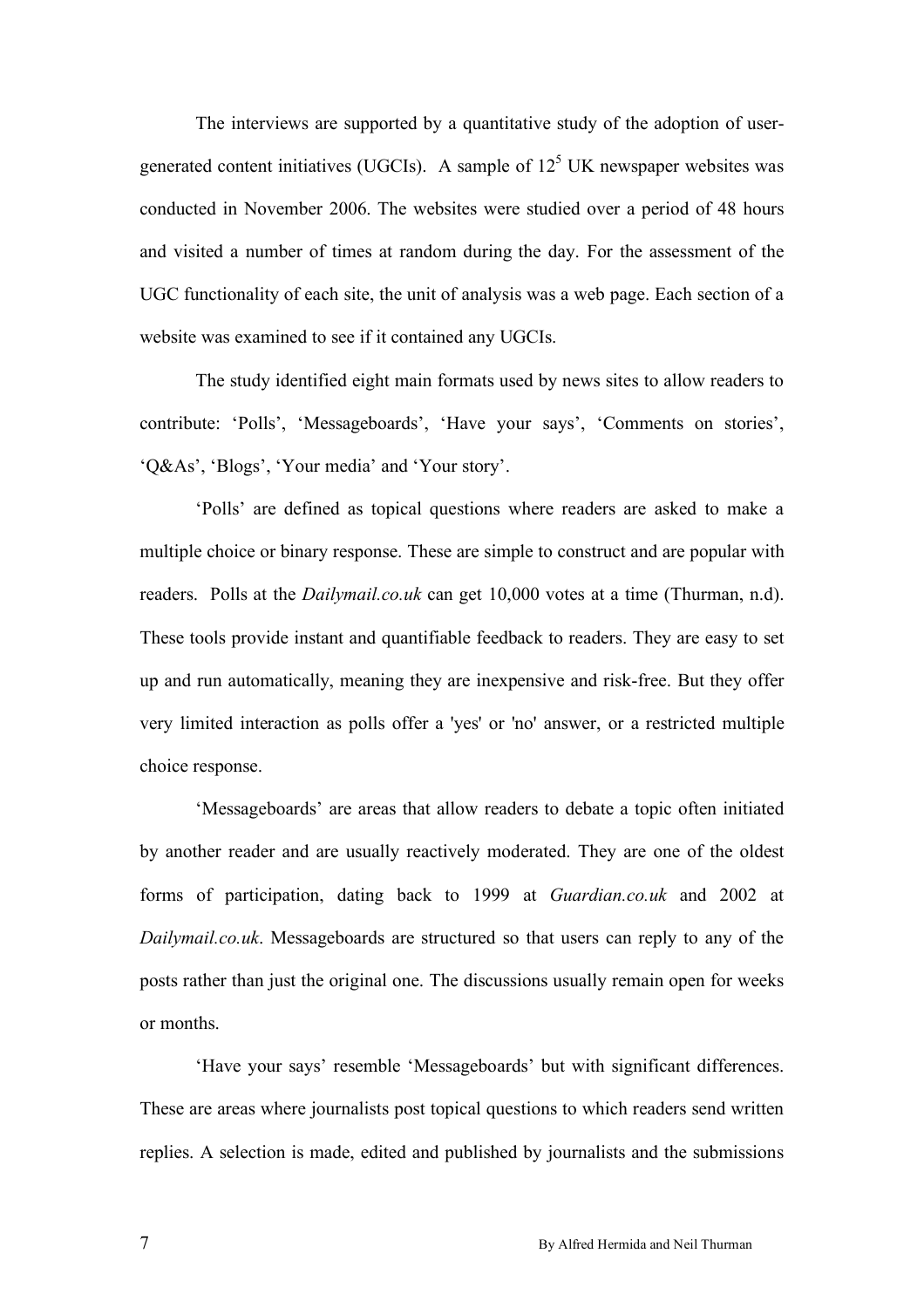The interviews are supported by a quantitative study of the adoption of user-generated content initiatives (UGCIs). A sample of 12[5] UK newspaper websites was conducted in November 2006. The websites were studied over a period of 48 hours and visited a number of times at random during the day. For the assessment of the UGC functionality of each site, the unit of analysis was a web page. Each section of a website was examined to see if it contained any UGCIs.

The study identified eight main formats used by news sites to allow readers to contribute: 'Polls', 'Messageboards', 'Have your says', 'Comments on stories', 'Q&As', 'Blogs', 'Your media' and 'Your story'.

'Polls' are defined as topical questions where readers are asked to make a multiple choice or binary response. These are simple to construct and are popular with readers. Polls at the *Dailymail.co.uk* can get 10,000 votes at a time (Thurman, n.d). These tools provide instant and quantifiable feedback to readers. They are easy to set up and run automatically, meaning they are inexpensive and risk-free. But they offer very limited interaction as polls offer a 'yes' or 'no' answer, or a restricted multiple choice response.

'Messageboards' are areas that allow readers to debate a topic often initiated by another reader and are usually reactively moderated. They are one of the oldest forms of participation, dating back to 1999 at *Guardian.co.uk* and 2002 at *Dailymail.co.uk*. Messageboards are structured so that users can reply to any of the posts rather than just the original one. The discussions usually remain open for weeks or months.

'Have your says' resemble 'Messageboards' but with significant differences. These are areas where journalists post topical questions to which readers send written replies. A selection is made, edited and published by journalists and the submissions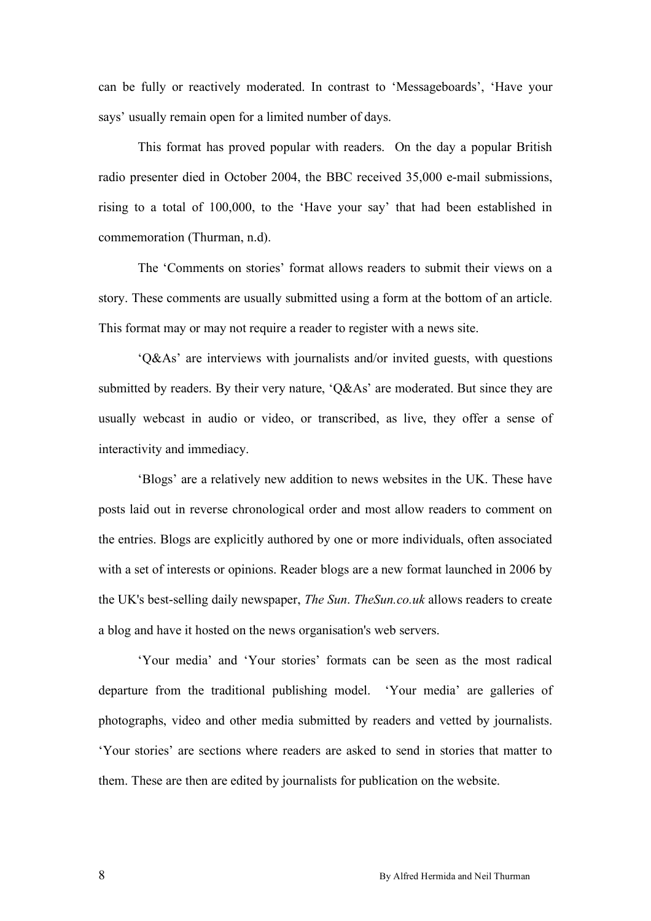can be fully or reactively moderated. In contrast to 'Messageboards', 'Have your says' usually remain open for a limited number of days.

This format has proved popular with readers. On the day a popular British radio presenter died in October 2004, the BBC received 35,000 e-mail submissions, rising to a total of 100,000, to the 'Have your say' that had been established in commemoration (Thurman, n.d).

The 'Comments on stories' format allows readers to submit their views on a story. These comments are usually submitted using a form at the bottom of an article. This format may or may not require a reader to register with a news site.

'Q&As' are interviews with journalists and/or invited guests, with questions submitted by readers. By their very nature, 'Q&As' are moderated. But since they are usually webcast in audio or video, or transcribed, as live, they offer a sense of interactivity and immediacy.

'Blogs' are a relatively new addition to news websites in the UK. These have posts laid out in reverse chronological order and most allow readers to comment on the entries. Blogs are explicitly authored by one or more individuals, often associated with a set of interests or opinions. Reader blogs are a new format launched in 2006 by the UK's best-selling daily newspaper, *The Sun*. *TheSun.co.uk* allows readers to create a blog and have it hosted on the news organisation's web servers.

'Your media' and 'Your stories' formats can be seen as the most radical departure from the traditional publishing model. 'Your media' are galleries of photographs, video and other media submitted by readers and vetted by journalists. 'Your stories' are sections where readers are asked to send in stories that matter to them. These are then are edited by journalists for publication on the website.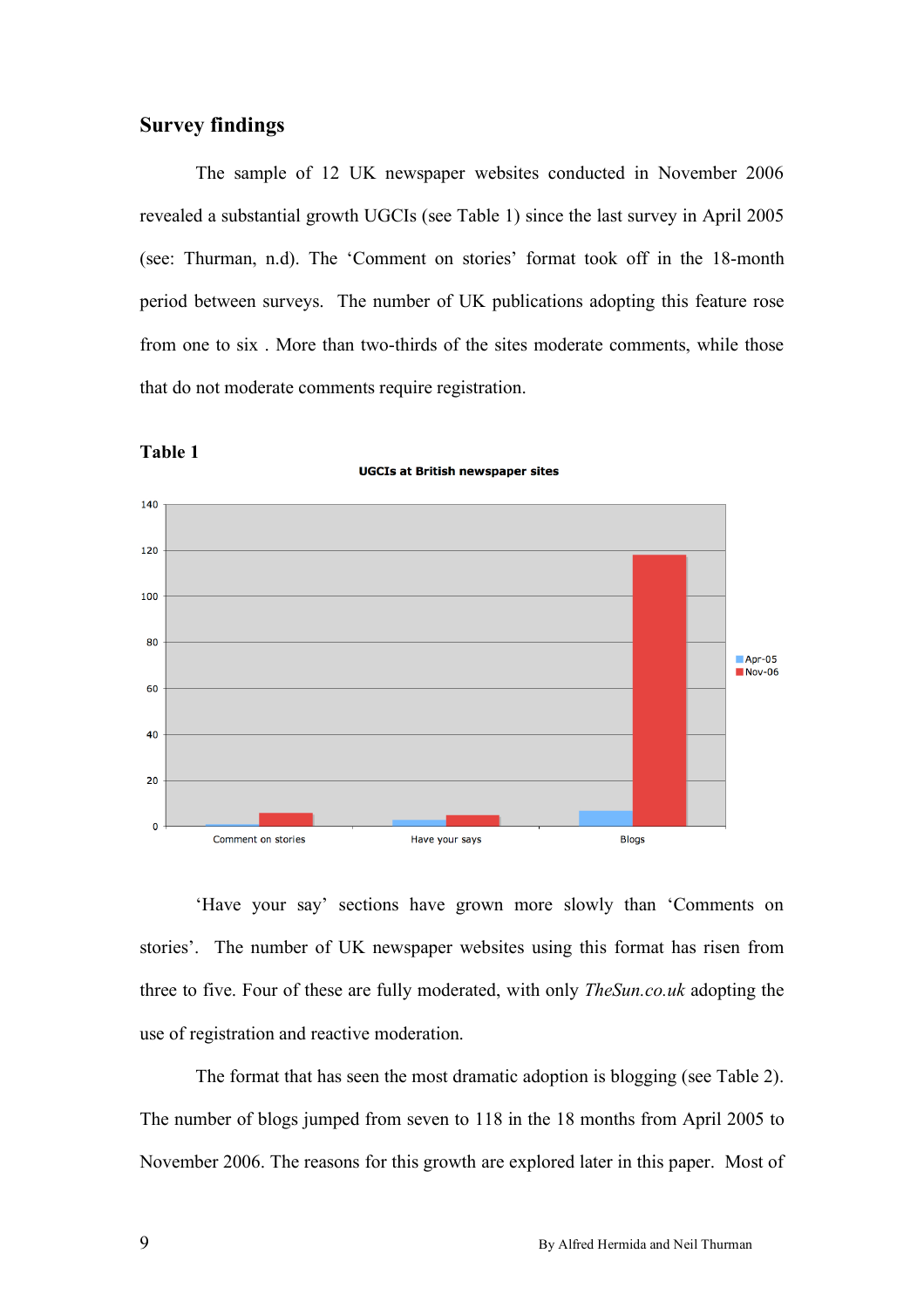## Survey findings

The sample of 12 UK newspaper websites conducted in November 2006 revealed a substantial growth UGCIs (see Table 1) since the last survey in April 2005 (see: Thurman, n.d). The 'Comment on stories' format took off in the 18-month period between surveys. The number of UK publications adopting this feature rose from one to six . More than two-thirds of the sites moderate comments, while those that do not moderate comments require registration.

**Table 1**

UGCIs at British newspaper sites

'Have your say' sections have grown more slowly than 'Comments on stories'. The number of UK newspaper websites using this format has risen from three to five. Four of these are fully moderated, with only *TheSun.co.uk* adopting the use of registration and reactive moderation.

The format that has seen the most dramatic adoption is blogging (see Table 2). The number of blogs jumped from seven to 118 in the 18 months from April 2005 to November 2006. The reasons for this growth are explored later in this paper. Most of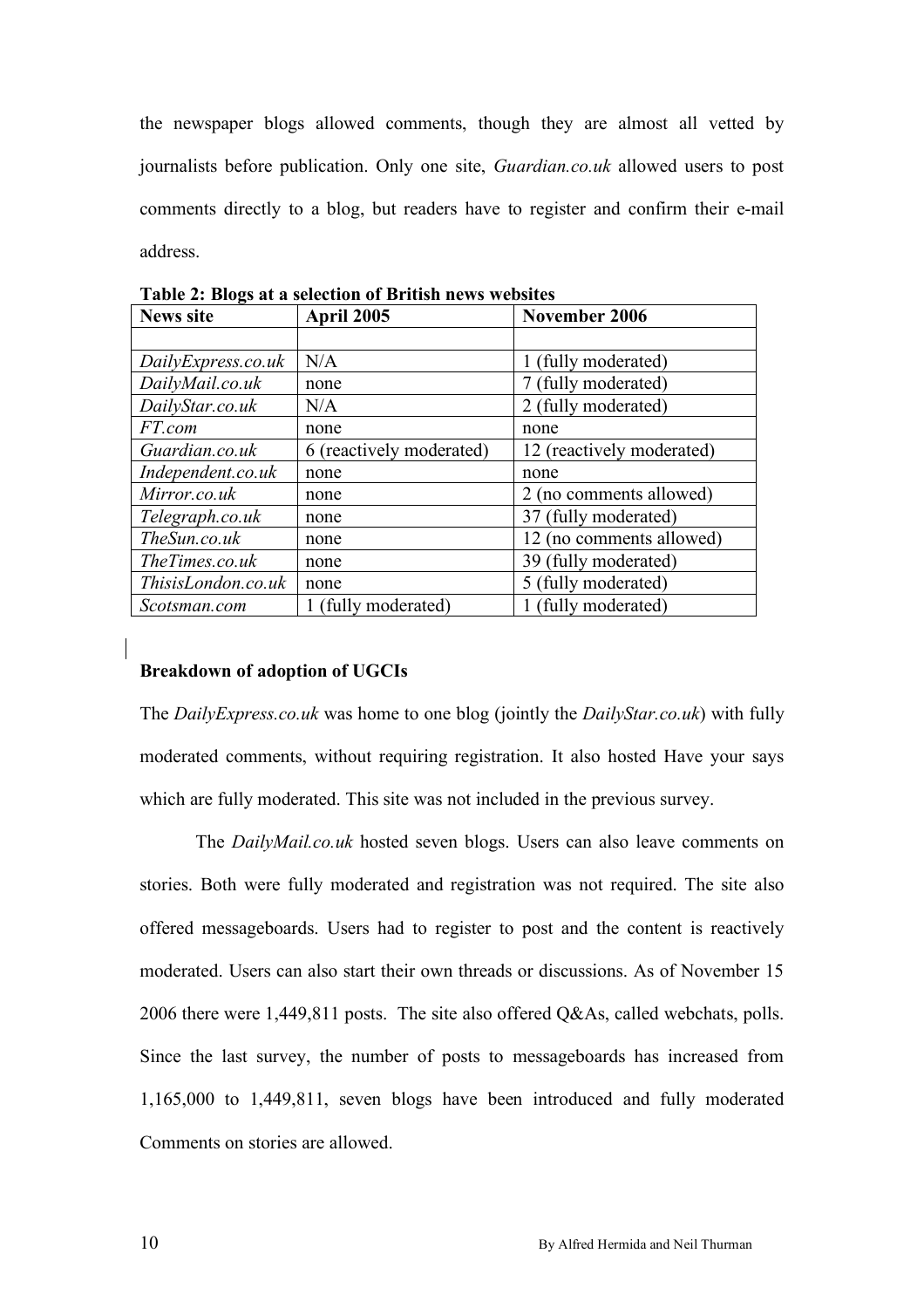the newspaper blogs allowed comments, though they are almost all vetted by journalists before publication. Only one site, *Guardian.co.uk* allowed users to post comments directly to a blog, but readers have to register and confirm their e-mail address.

**Table 2: Blogs at a selection of British news websites**

| News site | April 2005 | November 2006 |
|---|---|---|
| | | |
| *DailyExpress.co.uk* | N/A | 1 (fully moderated) |
| *DailyMail.co.uk* | none | 7 (fully moderated) |
| *DailyStar.co.uk* | N/A | 2 (fully moderated) |
| *FT.com* | none | none |
| *Guardian.co.uk* | 6 (reactively moderated) | 12 (reactively moderated) |
| *Independent.co.uk* | none | none |
| *Mirror.co.uk* | none | 2 (no comments allowed) |
| *Telegraph.co.uk* | none | 37 (fully moderated) |
| *TheSun.co.uk* | none | 12 (no comments allowed) |
| *TheTimes.co.uk* | none | 39 (fully moderated) |
| *ThisisLondon.co.uk* | none | 5 (fully moderated) |
| *Scotsman.com* | 1 (fully moderated) | 1 (fully moderated) |

**Breakdown of adoption of UGCIs**

The *DailyExpress.co.uk* was home to one blog (jointly the *DailyStar.co.uk*) with fully moderated comments, without requiring registration. It also hosted Have your says which are fully moderated. This site was not included in the previous survey.

The *DailyMail.co.uk* hosted seven blogs. Users can also leave comments on stories. Both were fully moderated and registration was not required. The site also offered messageboards. Users had to register to post and the content is reactively moderated. Users can also start their own threads or discussions. As of November 15 2006 there were 1,449,811 posts. The site also offered Q&As, called webchats, polls. Since the last survey, the number of posts to messageboards has increased from 1,165,000 to 1,449,811, seven blogs have been introduced and fully moderated Comments on stories are allowed.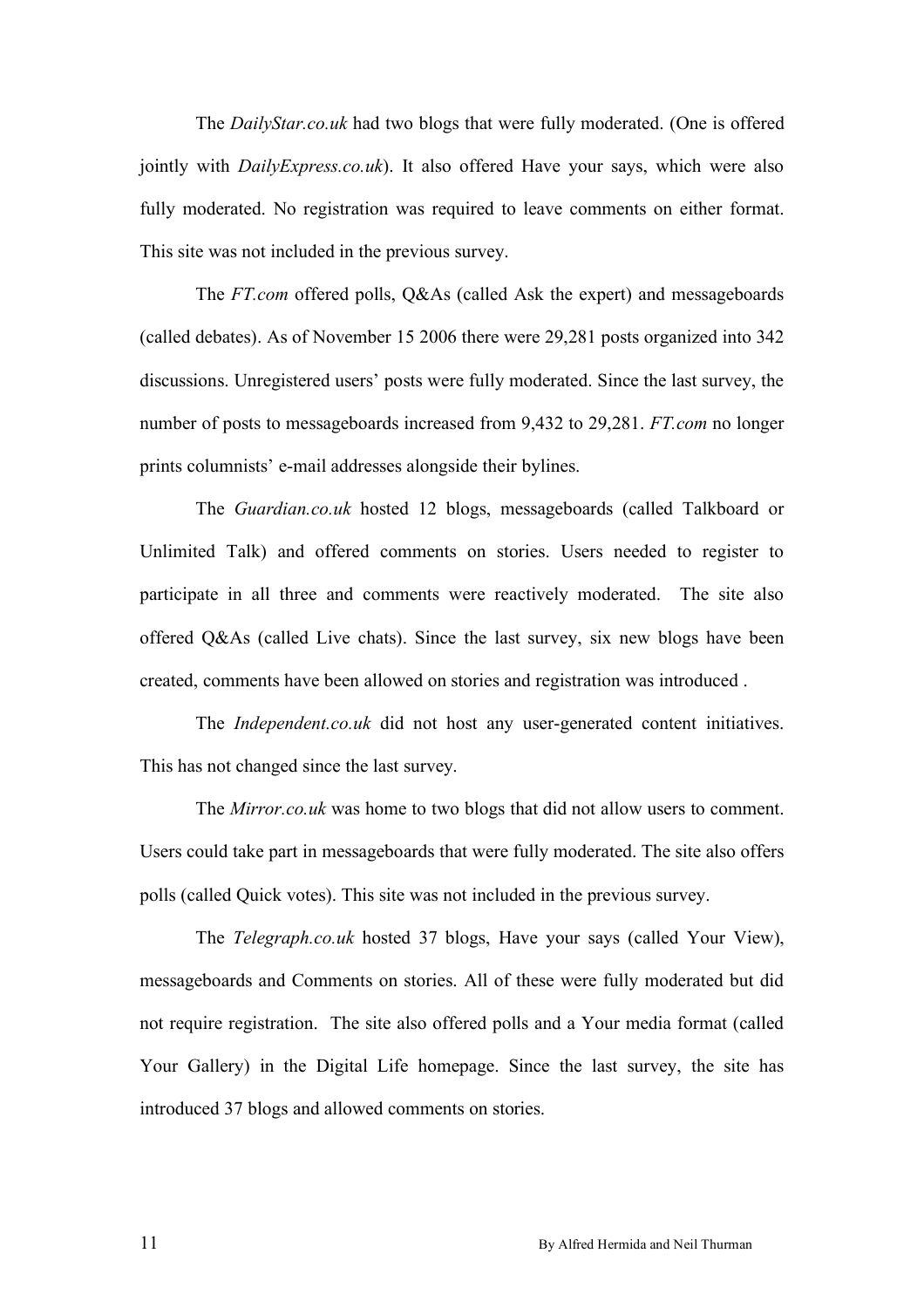The *DailyStar.co.uk* had two blogs that were fully moderated. (One is offered jointly with *DailyExpress.co.uk*). It also offered Have your says, which were also fully moderated. No registration was required to leave comments on either format. This site was not included in the previous survey.

The *FT.com* offered polls, Q&As (called Ask the expert) and messageboards (called debates). As of November 15 2006 there were 29,281 posts organized into 342 discussions. Unregistered users' posts were fully moderated. Since the last survey, the number of posts to messageboards increased from 9,432 to 29,281. *FT.com* no longer prints columnists' e-mail addresses alongside their bylines.

The *Guardian.co.uk* hosted 12 blogs, messageboards (called Talkboard or Unlimited Talk) and offered comments on stories. Users needed to register to participate in all three and comments were reactively moderated. The site also offered Q&As (called Live chats). Since the last survey, six new blogs have been created, comments have been allowed on stories and registration was introduced .

The *Independent.co.uk* did not host any user-generated content initiatives. This has not changed since the last survey.

The *Mirror.co.uk* was home to two blogs that did not allow users to comment. Users could take part in messageboards that were fully moderated. The site also offers polls (called Quick votes). This site was not included in the previous survey.

The *Telegraph.co.uk* hosted 37 blogs, Have your says (called Your View), messageboards and Comments on stories. All of these were fully moderated but did not require registration. The site also offered polls and a Your media format (called Your Gallery) in the Digital Life homepage. Since the last survey, the site has introduced 37 blogs and allowed comments on stories.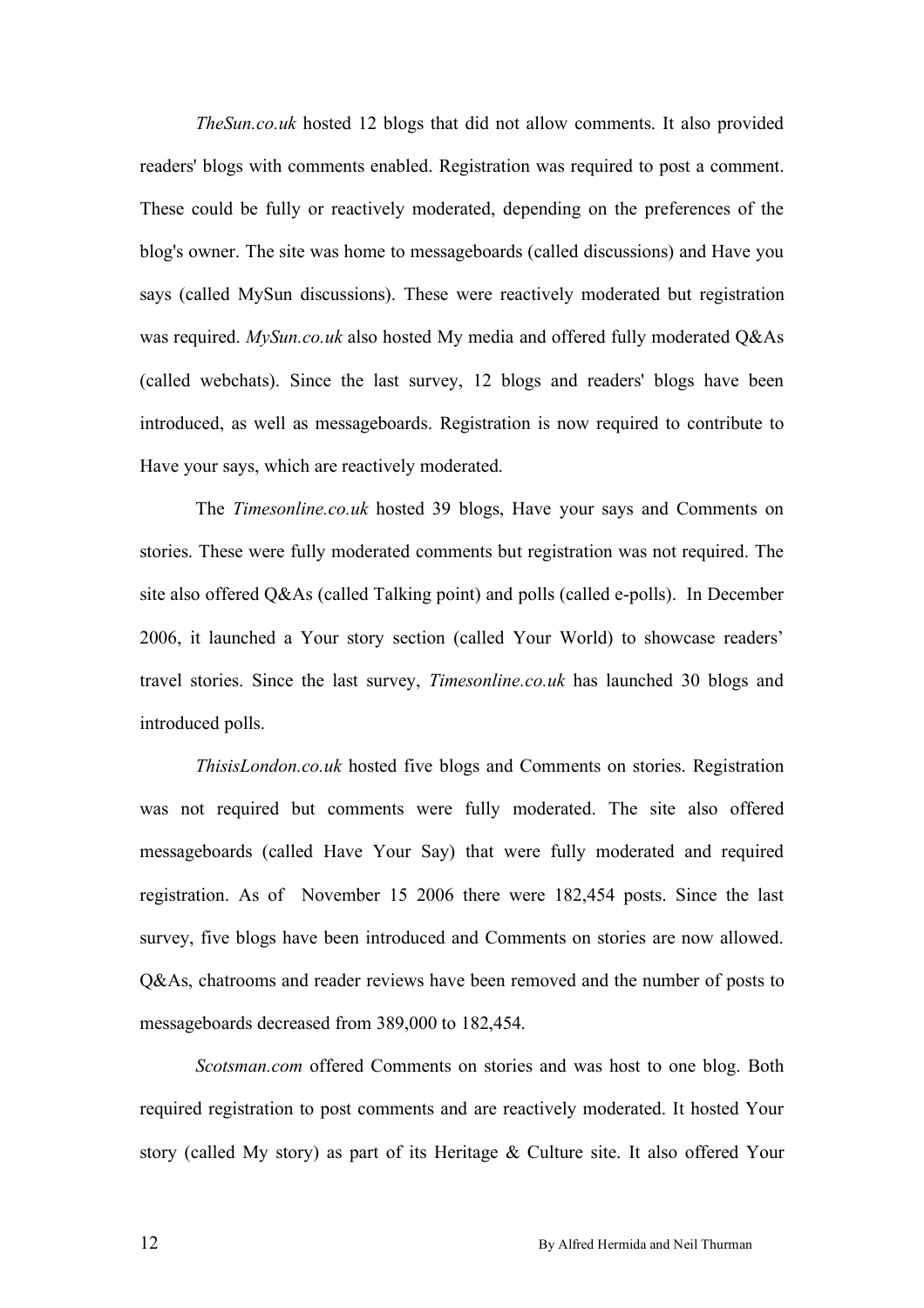*TheSun.co.uk* hosted 12 blogs that did not allow comments. It also provided readers' blogs with comments enabled. Registration was required to post a comment. These could be fully or reactively moderated, depending on the preferences of the blog's owner. The site was home to messageboards (called discussions) and Have you says (called MySun discussions). These were reactively moderated but registration was required. *MySun.co.uk* also hosted My media and offered fully moderated Q&As (called webchats). Since the last survey, 12 blogs and readers' blogs have been introduced, as well as messageboards. Registration is now required to contribute to Have your says, which are reactively moderated.

The *Timesonline.co.uk* hosted 39 blogs, Have your says and Comments on stories. These were fully moderated comments but registration was not required. The site also offered Q&As (called Talking point) and polls (called e-polls). In December 2006, it launched a Your story section (called Your World) to showcase readers' travel stories. Since the last survey, *Timesonline.co.uk* has launched 30 blogs and introduced polls.

*ThisisLondon.co.uk* hosted five blogs and Comments on stories. Registration was not required but comments were fully moderated. The site also offered messageboards (called Have Your Say) that were fully moderated and required registration. As of November 15 2006 there were 182,454 posts. Since the last survey, five blogs have been introduced and Comments on stories are now allowed. Q&As, chatrooms and reader reviews have been removed and the number of posts to messageboards decreased from 389,000 to 182,454.

*Scotsman.com* offered Comments on stories and was host to one blog. Both required registration to post comments and are reactively moderated. It hosted Your story (called My story) as part of its Heritage & Culture site. It also offered Your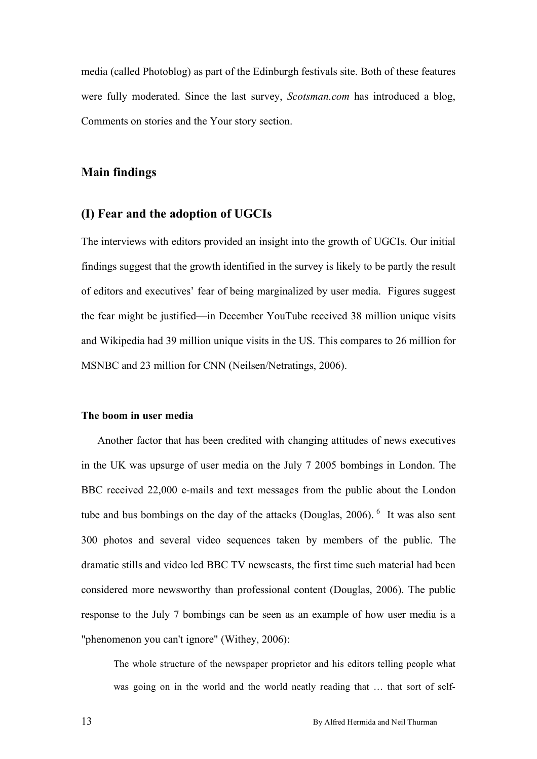media (called Photoblog) as part of the Edinburgh festivals site. Both of these features were fully moderated. Since the last survey, *Scotsman.com* has introduced a blog, Comments on stories and the Your story section.

## Main findings

## (I) Fear and the adoption of UGCIs

The interviews with editors provided an insight into the growth of UGCIs. Our initial findings suggest that the growth identified in the survey is likely to be partly the result of editors and executives' fear of being marginalized by user media. Figures suggest the fear might be justified—in December YouTube received 38 million unique visits and Wikipedia had 39 million unique visits in the US. This compares to 26 million for MSNBC and 23 million for CNN (Neilsen/Netratings, 2006).

#### The boom in user media

Another factor that has been credited with changing attitudes of news executives in the UK was upsurge of user media on the July 7 2005 bombings in London. The BBC received 22,000 e-mails and text messages from the public about the London tube and bus bombings on the day of the attacks (Douglas, 2006).[6] It was also sent 300 photos and several video sequences taken by members of the public. The dramatic stills and video led BBC TV newscasts, the first time such material had been considered more newsworthy than professional content (Douglas, 2006). The public response to the July 7 bombings can be seen as an example of how user media is a "phenomenon you can't ignore" (Withey, 2006):

> The whole structure of the newspaper proprietor and his editors telling people what was going on in the world and the world neatly reading that … that sort of self-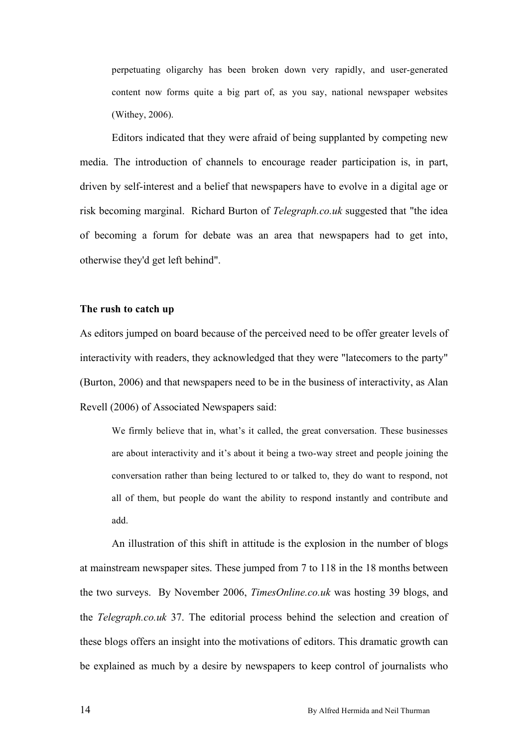> perpetuating oligarchy has been broken down very rapidly, and user-generated content now forms quite a big part of, as you say, national newspaper websites (Withey, 2006).

Editors indicated that they were afraid of being supplanted by competing new media. The introduction of channels to encourage reader participation is, in part, driven by self-interest and a belief that newspapers have to evolve in a digital age or risk becoming marginal. Richard Burton of *Telegraph.co.uk* suggested that "the idea of becoming a forum for debate was an area that newspapers had to get into, otherwise they'd get left behind".

**The rush to catch up**

As editors jumped on board because of the perceived need to be offer greater levels of interactivity with readers, they acknowledged that they were "latecomers to the party" (Burton, 2006) and that newspapers need to be in the business of interactivity, as Alan Revell (2006) of Associated Newspapers said:

> We firmly believe that in, what's it called, the great conversation. These businesses are about interactivity and it's about it being a two-way street and people joining the conversation rather than being lectured to or talked to, they do want to respond, not all of them, but people do want the ability to respond instantly and contribute and add.

An illustration of this shift in attitude is the explosion in the number of blogs at mainstream newspaper sites. These jumped from 7 to 118 in the 18 months between the two surveys. By November 2006, *TimesOnline.co.uk* was hosting 39 blogs, and the *Telegraph.co.uk* 37. The editorial process behind the selection and creation of these blogs offers an insight into the motivations of editors. This dramatic growth can be explained as much by a desire by newspapers to keep control of journalists who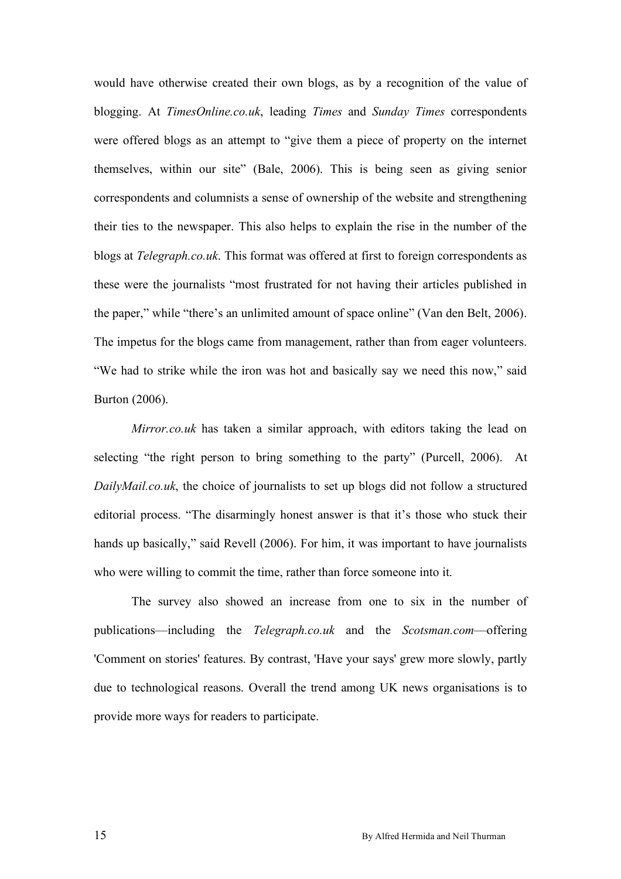would have otherwise created their own blogs, as by a recognition of the value of blogging. At *TimesOnline.co.uk*, leading *Times* and *Sunday Times* correspondents were offered blogs as an attempt to "give them a piece of property on the internet themselves, within our site" (Bale, 2006). This is being seen as giving senior correspondents and columnists a sense of ownership of the website and strengthening their ties to the newspaper. This also helps to explain the rise in the number of the blogs at *Telegraph.co.uk*. This format was offered at first to foreign correspondents as these were the journalists "most frustrated for not having their articles published in the paper," while "there's an unlimited amount of space online" (Van den Belt, 2006). The impetus for the blogs came from management, rather than from eager volunteers. "We had to strike while the iron was hot and basically say we need this now," said Burton (2006).

*Mirror.co.uk* has taken a similar approach, with editors taking the lead on selecting "the right person to bring something to the party" (Purcell, 2006). At *DailyMail.co.uk*, the choice of journalists to set up blogs did not follow a structured editorial process. "The disarmingly honest answer is that it's those who stuck their hands up basically," said Revell (2006). For him, it was important to have journalists who were willing to commit the time, rather than force someone into it.

The survey also showed an increase from one to six in the number of publications—including the *Telegraph.co.uk* and the *Scotsman.com*—offering 'Comment on stories' features. By contrast, 'Have your says' grew more slowly, partly due to technological reasons. Overall the trend among UK news organisations is to provide more ways for readers to participate.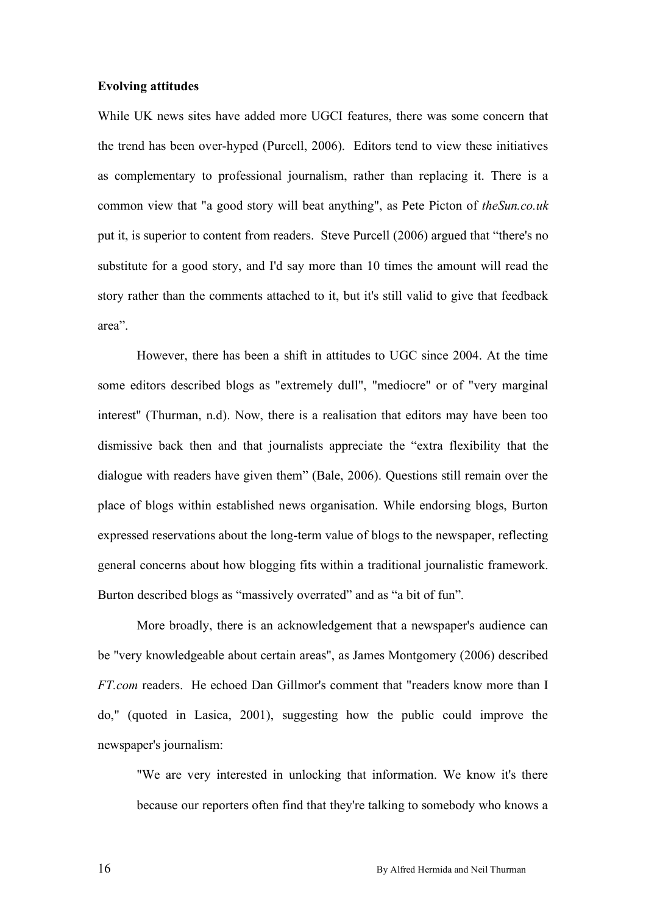**Evolving attitudes**

While UK news sites have added more UGCI features, there was some concern that the trend has been over-hyped (Purcell, 2006). Editors tend to view these initiatives as complementary to professional journalism, rather than replacing it. There is a common view that "a good story will beat anything", as Pete Picton of *theSun.co.uk* put it, is superior to content from readers. Steve Purcell (2006) argued that "there's no substitute for a good story, and I'd say more than 10 times the amount will read the story rather than the comments attached to it, but it's still valid to give that feedback area".

However, there has been a shift in attitudes to UGC since 2004. At the time some editors described blogs as "extremely dull", "mediocre" or of "very marginal interest" (Thurman, n.d). Now, there is a realisation that editors may have been too dismissive back then and that journalists appreciate the "extra flexibility that the dialogue with readers have given them" (Bale, 2006). Questions still remain over the place of blogs within established news organisation. While endorsing blogs, Burton expressed reservations about the long-term value of blogs to the newspaper, reflecting general concerns about how blogging fits within a traditional journalistic framework. Burton described blogs as "massively overrated" and as "a bit of fun".

More broadly, there is an acknowledgement that a newspaper's audience can be "very knowledgeable about certain areas", as James Montgomery (2006) described *FT.com* readers. He echoed Dan Gillmor's comment that "readers know more than I do," (quoted in Lasica, 2001), suggesting how the public could improve the newspaper's journalism:

> "We are very interested in unlocking that information. We know it's there because our reporters often find that they're talking to somebody who knows a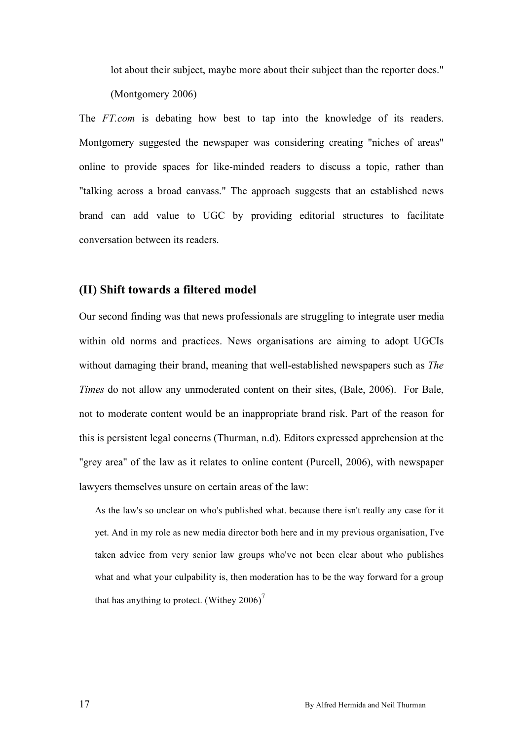> lot about their subject, maybe more about their subject than the reporter does." (Montgomery 2006)

The *FT.com* is debating how best to tap into the knowledge of its readers. Montgomery suggested the newspaper was considering creating "niches of areas" online to provide spaces for like-minded readers to discuss a topic, rather than "talking across a broad canvass." The approach suggests that an established news brand can add value to UGC by providing editorial structures to facilitate conversation between its readers.

### (II) Shift towards a filtered model

Our second finding was that news professionals are struggling to integrate user media within old norms and practices. News organisations are aiming to adopt UGCIs without damaging their brand, meaning that well-established newspapers such as *The Times* do not allow any unmoderated content on their sites, (Bale, 2006). For Bale, not to moderate content would be an inappropriate brand risk. Part of the reason for this is persistent legal concerns (Thurman, n.d). Editors expressed apprehension at the "grey area" of the law as it relates to online content (Purcell, 2006), with newspaper lawyers themselves unsure on certain areas of the law:

> As the law's so unclear on who's published what. because there isn't really any case for it yet. And in my role as new media director both here and in my previous organisation, I've taken advice from very senior law groups who've not been clear about who publishes what and what your culpability is, then moderation has to be the way forward for a group that has anything to protect. (Withey 2006)[7]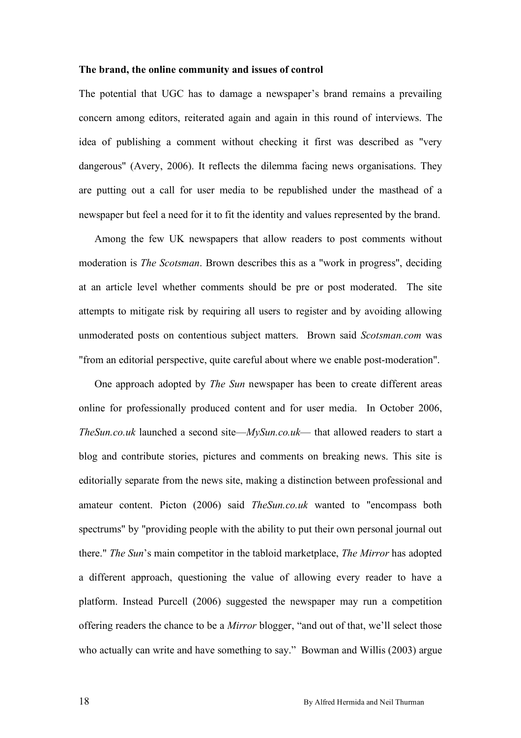**The brand, the online community and issues of control**

The potential that UGC has to damage a newspaper's brand remains a prevailing concern among editors, reiterated again and again in this round of interviews. The idea of publishing a comment without checking it first was described as "very dangerous" (Avery, 2006). It reflects the dilemma facing news organisations. They are putting out a call for user media to be republished under the masthead of a newspaper but feel a need for it to fit the identity and values represented by the brand.

Among the few UK newspapers that allow readers to post comments without moderation is *The Scotsman*. Brown describes this as a "work in progress", deciding at an article level whether comments should be pre or post moderated. The site attempts to mitigate risk by requiring all users to register and by avoiding allowing unmoderated posts on contentious subject matters. Brown said *Scotsman.com* was "from an editorial perspective, quite careful about where we enable post-moderation".

One approach adopted by *The Sun* newspaper has been to create different areas online for professionally produced content and for user media. In October 2006, *TheSun.co.uk* launched a second site—*MySun.co.uk*— that allowed readers to start a blog and contribute stories, pictures and comments on breaking news. This site is editorially separate from the news site, making a distinction between professional and amateur content. Picton (2006) said *TheSun.co.uk* wanted to "encompass both spectrums" by "providing people with the ability to put their own personal journal out there." *The Sun*'s main competitor in the tabloid marketplace, *The Mirror* has adopted a different approach, questioning the value of allowing every reader to have a platform. Instead Purcell (2006) suggested the newspaper may run a competition offering readers the chance to be a *Mirror* blogger, "and out of that, we'll select those who actually can write and have something to say." Bowman and Willis (2003) argue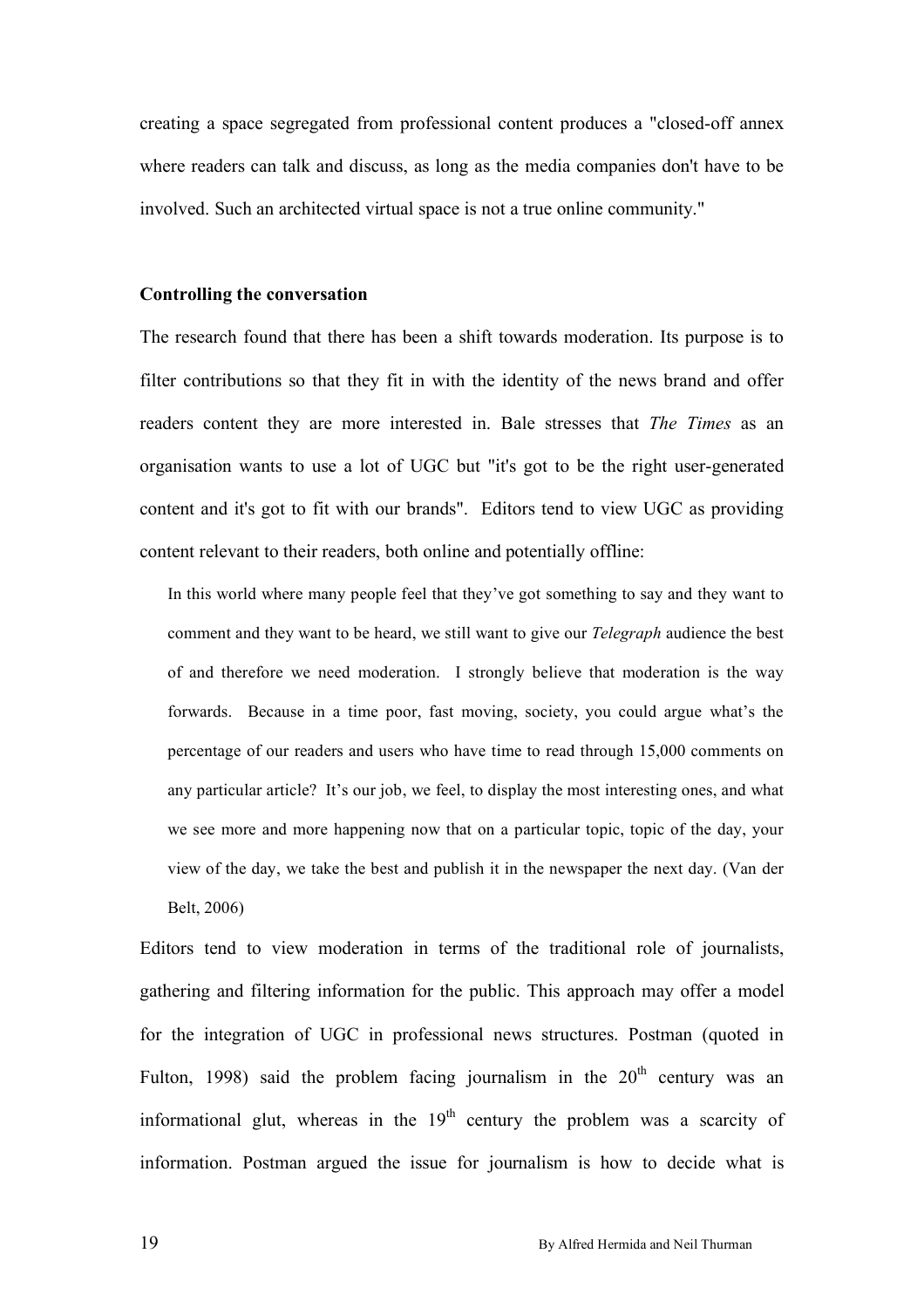creating a space segregated from professional content produces a "closed-off annex where readers can talk and discuss, as long as the media companies don't have to be involved. Such an architected virtual space is not a true online community."

**Controlling the conversation**

The research found that there has been a shift towards moderation. Its purpose is to filter contributions so that they fit in with the identity of the news brand and offer readers content they are more interested in. Bale stresses that *The Times* as an organisation wants to use a lot of UGC but "it's got to be the right user-generated content and it's got to fit with our brands". Editors tend to view UGC as providing content relevant to their readers, both online and potentially offline:

> In this world where many people feel that they've got something to say and they want to comment and they want to be heard, we still want to give our *Telegraph* audience the best of and therefore we need moderation. I strongly believe that moderation is the way forwards. Because in a time poor, fast moving, society, you could argue what's the percentage of our readers and users who have time to read through 15,000 comments on any particular article? It's our job, we feel, to display the most interesting ones, and what we see more and more happening now that on a particular topic, topic of the day, your view of the day, we take the best and publish it in the newspaper the next day. (Van der Belt, 2006)

Editors tend to view moderation in terms of the traditional role of journalists, gathering and filtering information for the public. This approach may offer a model for the integration of UGC in professional news structures. Postman (quoted in Fulton, 1998) said the problem facing journalism in the 20th century was an informational glut, whereas in the 19th century the problem was a scarcity of information. Postman argued the issue for journalism is how to decide what is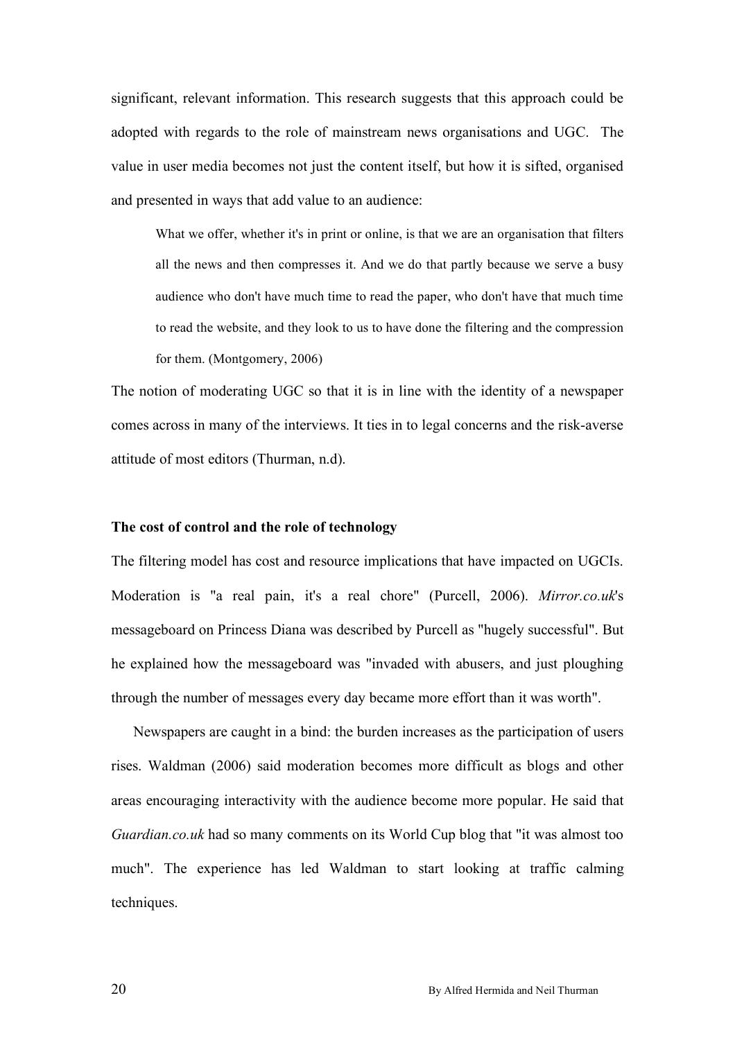significant, relevant information. This research suggests that this approach could be adopted with regards to the role of mainstream news organisations and UGC. The value in user media becomes not just the content itself, but how it is sifted, organised and presented in ways that add value to an audience:

> What we offer, whether it's in print or online, is that we are an organisation that filters all the news and then compresses it. And we do that partly because we serve a busy audience who don't have much time to read the paper, who don't have that much time to read the website, and they look to us to have done the filtering and the compression for them. (Montgomery, 2006)

The notion of moderating UGC so that it is in line with the identity of a newspaper comes across in many of the interviews. It ties in to legal concerns and the risk-averse attitude of most editors (Thurman, n.d).

**The cost of control and the role of technology**

The filtering model has cost and resource implications that have impacted on UGCIs. Moderation is "a real pain, it's a real chore" (Purcell, 2006). *Mirror.co.uk*'s messageboard on Princess Diana was described by Purcell as "hugely successful". But he explained how the messageboard was "invaded with abusers, and just ploughing through the number of messages every day became more effort than it was worth".

Newspapers are caught in a bind: the burden increases as the participation of users rises. Waldman (2006) said moderation becomes more difficult as blogs and other areas encouraging interactivity with the audience become more popular. He said that *Guardian.co.uk* had so many comments on its World Cup blog that "it was almost too much". The experience has led Waldman to start looking at traffic calming techniques.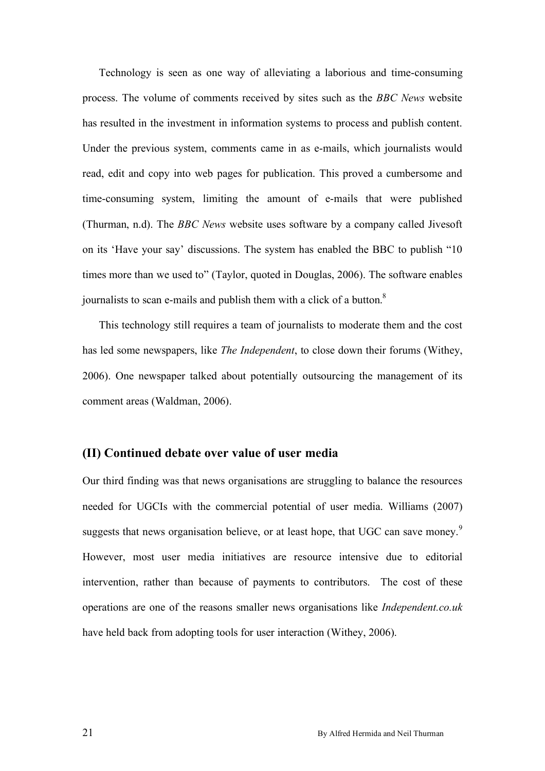Technology is seen as one way of alleviating a laborious and time-consuming process. The volume of comments received by sites such as the *BBC News* website has resulted in the investment in information systems to process and publish content. Under the previous system, comments came in as e-mails, which journalists would read, edit and copy into web pages for publication. This proved a cumbersome and time-consuming system, limiting the amount of e-mails that were published (Thurman, n.d). The *BBC News* website uses software by a company called Jivesoft on its 'Have your say' discussions. The system has enabled the BBC to publish "10 times more than we used to" (Taylor, quoted in Douglas, 2006). The software enables journalists to scan e-mails and publish them with a click of a button.[8]

This technology still requires a team of journalists to moderate them and the cost has led some newspapers, like *The Independent*, to close down their forums (Withey, 2006). One newspaper talked about potentially outsourcing the management of its comment areas (Waldman, 2006).

## (II) Continued debate over value of user media

Our third finding was that news organisations are struggling to balance the resources needed for UGCIs with the commercial potential of user media. Williams (2007) suggests that news organisation believe, or at least hope, that UGC can save money.[9] However, most user media initiatives are resource intensive due to editorial intervention, rather than because of payments to contributors. The cost of these operations are one of the reasons smaller news organisations like *Independent.co.uk* have held back from adopting tools for user interaction (Withey, 2006).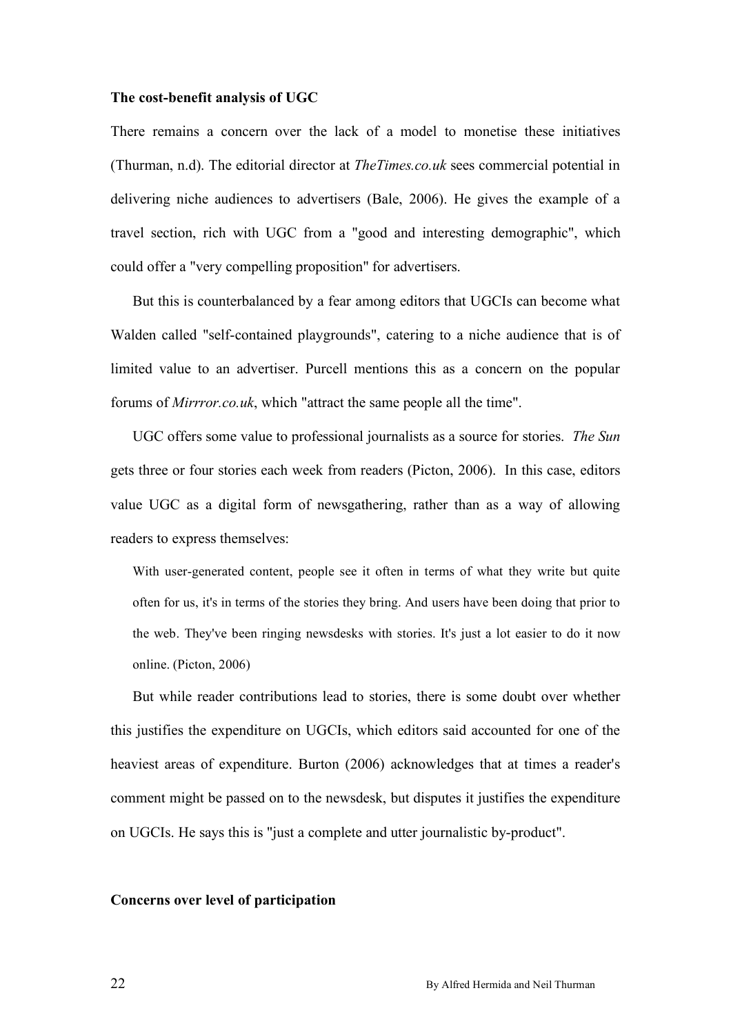**The cost-benefit analysis of UGC**

There remains a concern over the lack of a model to monetise these initiatives (Thurman, n.d). The editorial director at *TheTimes.co.uk* sees commercial potential in delivering niche audiences to advertisers (Bale, 2006). He gives the example of a travel section, rich with UGC from a "good and interesting demographic", which could offer a "very compelling proposition" for advertisers.

But this is counterbalanced by a fear among editors that UGCIs can become what Walden called "self-contained playgrounds", catering to a niche audience that is of limited value to an advertiser. Purcell mentions this as a concern on the popular forums of *Mirrror.co.uk*, which "attract the same people all the time".

UGC offers some value to professional journalists as a source for stories. *The Sun* gets three or four stories each week from readers (Picton, 2006). In this case, editors value UGC as a digital form of newsgathering, rather than as a way of allowing readers to express themselves:

> With user-generated content, people see it often in terms of what they write but quite often for us, it's in terms of the stories they bring. And users have been doing that prior to the web. They've been ringing newsdesks with stories. It's just a lot easier to do it now online. (Picton, 2006)

But while reader contributions lead to stories, there is some doubt over whether this justifies the expenditure on UGCIs, which editors said accounted for one of the heaviest areas of expenditure. Burton (2006) acknowledges that at times a reader's comment might be passed on to the newsdesk, but disputes it justifies the expenditure on UGCIs. He says this is "just a complete and utter journalistic by-product".

**Concerns over level of participation**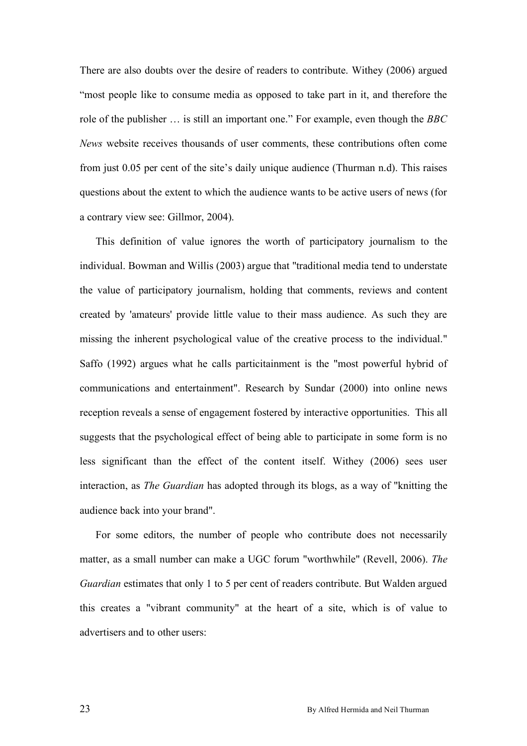There are also doubts over the desire of readers to contribute. Withey (2006) argued "most people like to consume media as opposed to take part in it, and therefore the role of the publisher … is still an important one." For example, even though the *BBC News* website receives thousands of user comments, these contributions often come from just 0.05 per cent of the site's daily unique audience (Thurman n.d). This raises questions about the extent to which the audience wants to be active users of news (for a contrary view see: Gillmor, 2004).

This definition of value ignores the worth of participatory journalism to the individual. Bowman and Willis (2003) argue that "traditional media tend to understate the value of participatory journalism, holding that comments, reviews and content created by 'amateurs' provide little value to their mass audience. As such they are missing the inherent psychological value of the creative process to the individual." Saffo (1992) argues what he calls particitainment is the "most powerful hybrid of communications and entertainment". Research by Sundar (2000) into online news reception reveals a sense of engagement fostered by interactive opportunities. This all suggests that the psychological effect of being able to participate in some form is no less significant than the effect of the content itself. Withey (2006) sees user interaction, as *The Guardian* has adopted through its blogs, as a way of "knitting the audience back into your brand".

For some editors, the number of people who contribute does not necessarily matter, as a small number can make a UGC forum "worthwhile" (Revell, 2006). *The Guardian* estimates that only 1 to 5 per cent of readers contribute. But Walden argued this creates a "vibrant community" at the heart of a site, which is of value to advertisers and to other users: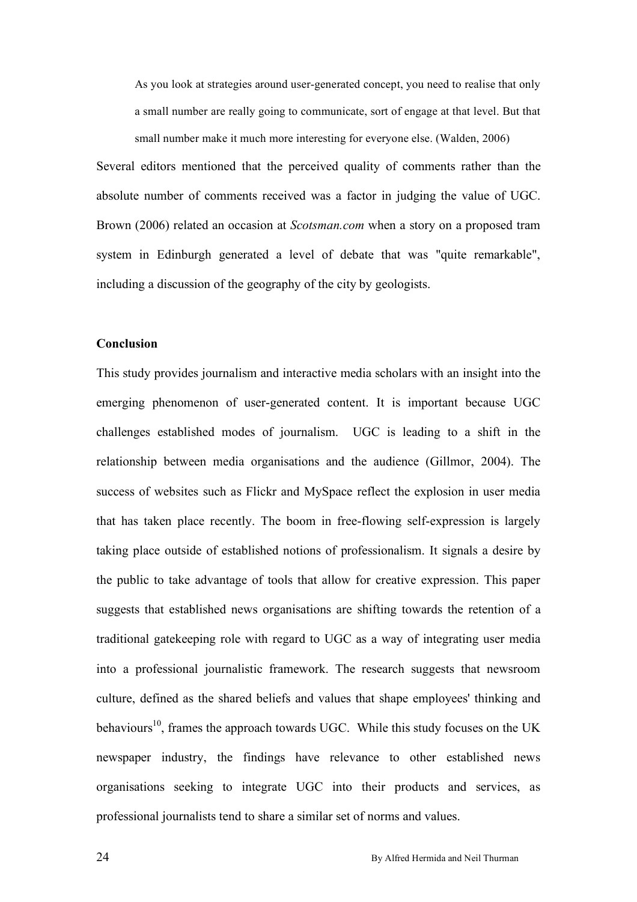> As you look at strategies around user-generated concept, you need to realise that only a small number are really going to communicate, sort of engage at that level. But that small number make it much more interesting for everyone else. (Walden, 2006)

Several editors mentioned that the perceived quality of comments rather than the absolute number of comments received was a factor in judging the value of UGC. Brown (2006) related an occasion at *Scotsman.com* when a story on a proposed tram system in Edinburgh generated a level of debate that was "quite remarkable", including a discussion of the geography of the city by geologists.

**Conclusion**

This study provides journalism and interactive media scholars with an insight into the emerging phenomenon of user-generated content. It is important because UGC challenges established modes of journalism. UGC is leading to a shift in the relationship between media organisations and the audience (Gillmor, 2004). The success of websites such as Flickr and MySpace reflect the explosion in user media that has taken place recently. The boom in free-flowing self-expression is largely taking place outside of established notions of professionalism. It signals a desire by the public to take advantage of tools that allow for creative expression. This paper suggests that established news organisations are shifting towards the retention of a traditional gatekeeping role with regard to UGC as a way of integrating user media into a professional journalistic framework. The research suggests that newsroom culture, defined as the shared beliefs and values that shape employees' thinking and behaviours[10], frames the approach towards UGC. While this study focuses on the UK newspaper industry, the findings have relevance to other established news organisations seeking to integrate UGC into their products and services, as professional journalists tend to share a similar set of norms and values.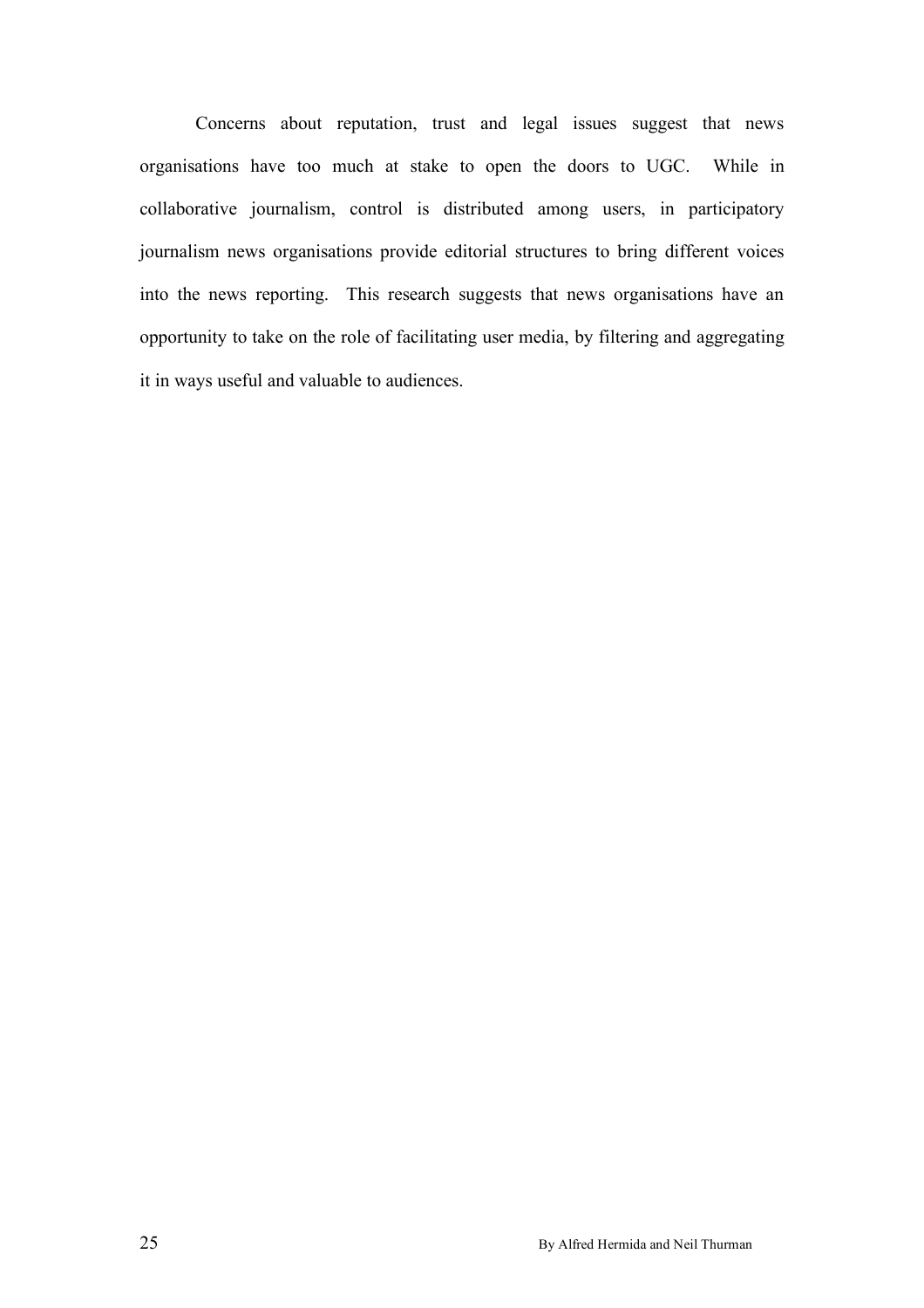Concerns about reputation, trust and legal issues suggest that news organisations have too much at stake to open the doors to UGC. While in collaborative journalism, control is distributed among users, in participatory journalism news organisations provide editorial structures to bring different voices into the news reporting. This research suggests that news organisations have an opportunity to take on the role of facilitating user media, by filtering and aggregating it in ways useful and valuable to audiences.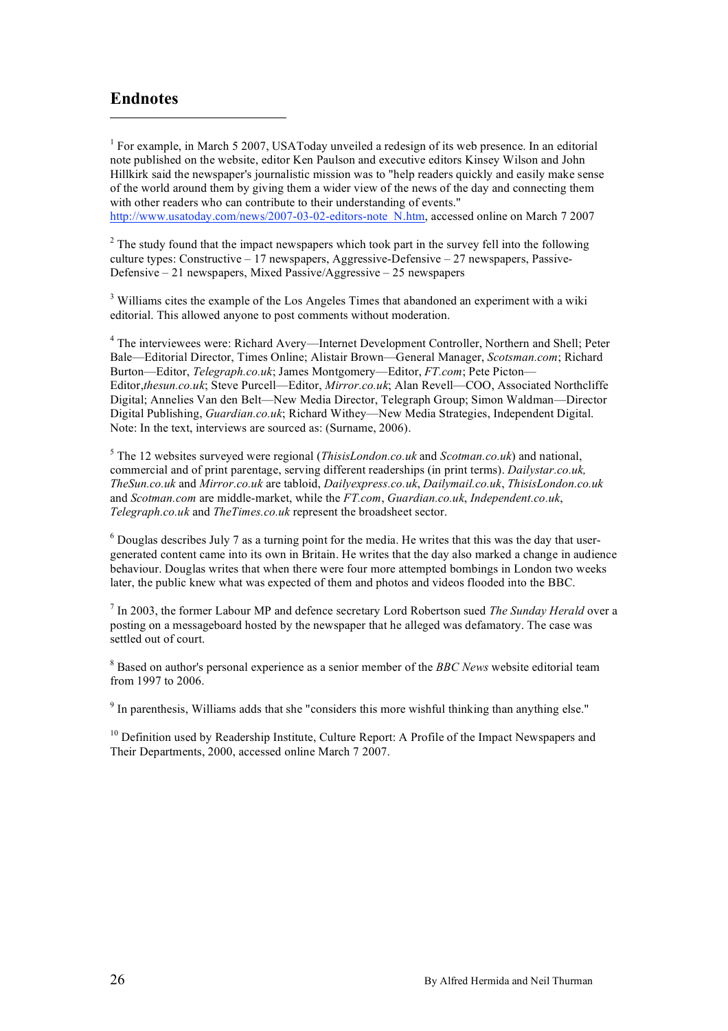## Endnotes

[1] For example, in March 5 2007, USAToday unveiled a redesign of its web presence. In an editorial note published on the website, editor Ken Paulson and executive editors Kinsey Wilson and John Hillkirk said the newspaper's journalistic mission was to "help readers quickly and easily make sense of the world around them by giving them a wider view of the news of the day and connecting them with other readers who can contribute to their understanding of events." http://www.usatoday.com/news/2007-03-02-editors-note_N.htm, accessed online on March 7 2007

[2] The study found that the impact newspapers which took part in the survey fell into the following culture types: Constructive – 17 newspapers, Aggressive-Defensive – 27 newspapers, Passive-Defensive – 21 newspapers, Mixed Passive/Aggressive – 25 newspapers

[3] Williams cites the example of the Los Angeles Times that abandoned an experiment with a wiki editorial. This allowed anyone to post comments without moderation.

[4] The interviewees were: Richard Avery—Internet Development Controller, Northern and Shell; Peter Bale—Editorial Director, Times Online; Alistair Brown—General Manager, *Scotsman.com*; Richard Burton—Editor, *Telegraph.co.uk*; James Montgomery—Editor, *FT.com*; Pete Picton—Editor,*thesun.co.uk*; Steve Purcell—Editor, *Mirror.co.uk*; Alan Revell—COO, Associated Northcliffe Digital; Annelies Van den Belt—New Media Director, Telegraph Group; Simon Waldman—Director Digital Publishing, *Guardian.co.uk*; Richard Withey—New Media Strategies, Independent Digital. Note: In the text, interviews are sourced as: (Surname, 2006).

[5] The 12 websites surveyed were regional (*ThisisLondon.co.uk* and *Scotman.co.uk*) and national, commercial and of print parentage, serving different readerships (in print terms). *Dailystar.co.uk, TheSun.co.uk* and *Mirror.co.uk* are tabloid, *Dailyexpress.co.uk*, *Dailymail.co.uk*, *ThisisLondon.co.uk* and *Scotman.com* are middle-market, while the *FT.com*, *Guardian.co.uk*, *Independent.co.uk*, *Telegraph.co.uk* and *TheTimes.co.uk* represent the broadsheet sector.

[6] Douglas describes July 7 as a turning point for the media. He writes that this was the day that user-generated content came into its own in Britain. He writes that the day also marked a change in audience behaviour. Douglas writes that when there were four more attempted bombings in London two weeks later, the public knew what was expected of them and photos and videos flooded into the BBC.

[7] In 2003, the former Labour MP and defence secretary Lord Robertson sued *The Sunday Herald* over a posting on a messageboard hosted by the newspaper that he alleged was defamatory. The case was settled out of court.

[8] Based on author's personal experience as a senior member of the *BBC News* website editorial team from 1997 to 2006.

[9] In parenthesis, Williams adds that she "considers this more wishful thinking than anything else."

[10] Definition used by Readership Institute, Culture Report: A Profile of the Impact Newspapers and Their Departments, 2000, accessed online March 7 2007.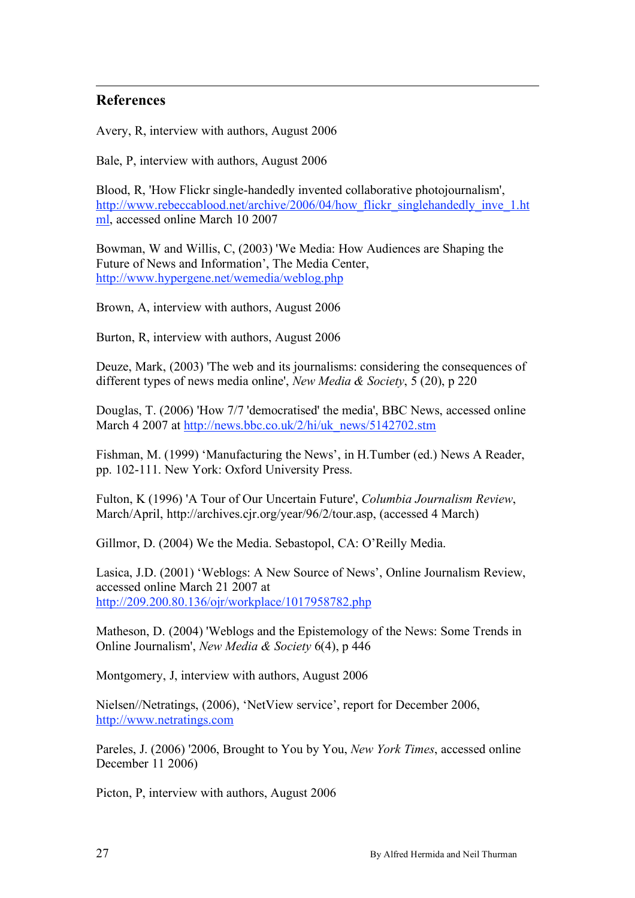## References

Avery, R, interview with authors, August 2006

Bale, P, interview with authors, August 2006

Blood, R, 'How Flickr single-handedly invented collaborative photojournalism', http://www.rebeccablood.net/archive/2006/04/how_flickr_singlehandedly_inve_1.html, accessed online March 10 2007

Bowman, W and Willis, C, (2003) 'We Media: How Audiences are Shaping the Future of News and Information', The Media Center, http://www.hypergene.net/wemedia/weblog.php

Brown, A, interview with authors, August 2006

Burton, R, interview with authors, August 2006

Deuze, Mark, (2003) 'The web and its journalisms: considering the consequences of different types of news media online', *New Media & Society*, 5 (20), p 220

Douglas, T. (2006) 'How 7/7 'democratised' the media', BBC News, accessed online March 4 2007 at http://news.bbc.co.uk/2/hi/uk_news/5142702.stm

Fishman, M. (1999) 'Manufacturing the News', in H.Tumber (ed.) News A Reader, pp. 102-111. New York: Oxford University Press.

Fulton, K (1996) 'A Tour of Our Uncertain Future', *Columbia Journalism Review*, March/April, http://archives.cjr.org/year/96/2/tour.asp, (accessed 4 March)

Gillmor, D. (2004) We the Media. Sebastopol, CA: O'Reilly Media.

Lasica, J.D. (2001) 'Weblogs: A New Source of News', Online Journalism Review, accessed online March 21 2007 at http://209.200.80.136/ojr/workplace/1017958782.php

Matheson, D. (2004) 'Weblogs and the Epistemology of the News: Some Trends in Online Journalism', *New Media & Society* 6(4), p 446

Montgomery, J, interview with authors, August 2006

Nielsen//Netratings, (2006), 'NetView service', report for December 2006, http://www.netratings.com

Pareles, J. (2006) '2006, Brought to You by You, *New York Times*, accessed online December 11 2006)

Picton, P, interview with authors, August 2006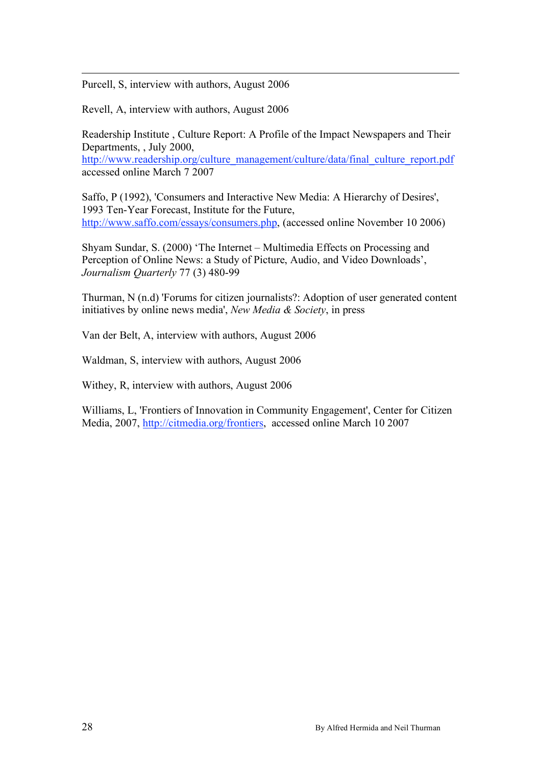Purcell, S, interview with authors, August 2006

Revell, A, interview with authors, August 2006

Readership Institute , Culture Report: A Profile of the Impact Newspapers and Their Departments, , July 2000, http://www.readership.org/culture_management/culture/data/final_culture_report.pdf accessed online March 7 2007

Saffo, P (1992), 'Consumers and Interactive New Media: A Hierarchy of Desires', 1993 Ten-Year Forecast, Institute for the Future, http://www.saffo.com/essays/consumers.php, (accessed online November 10 2006)

Shyam Sundar, S. (2000) 'The Internet – Multimedia Effects on Processing and Perception of Online News: a Study of Picture, Audio, and Video Downloads', *Journalism Quarterly* 77 (3) 480-99

Thurman, N (n.d) 'Forums for citizen journalists?: Adoption of user generated content initiatives by online news media', *New Media & Society*, in press

Van der Belt, A, interview with authors, August 2006

Waldman, S, interview with authors, August 2006

Withey, R, interview with authors, August 2006

Williams, L, 'Frontiers of Innovation in Community Engagement', Center for Citizen Media, 2007, http://citmedia.org/frontiers, accessed online March 10 2007